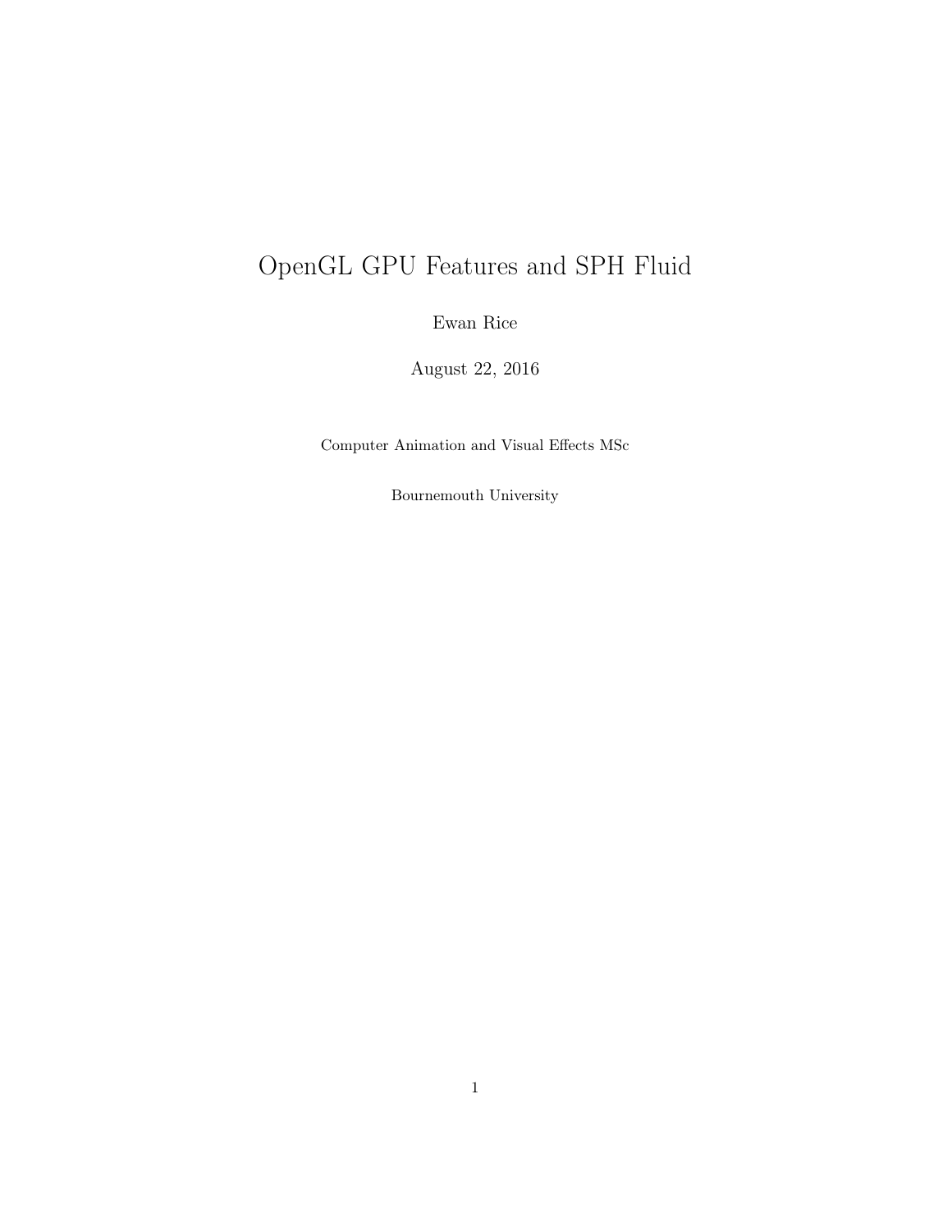# OpenGL GPU Features and SPH Fluid

Ewan Rice

August 22, 2016

Computer Animation and Visual Effects MSc

Bournemouth University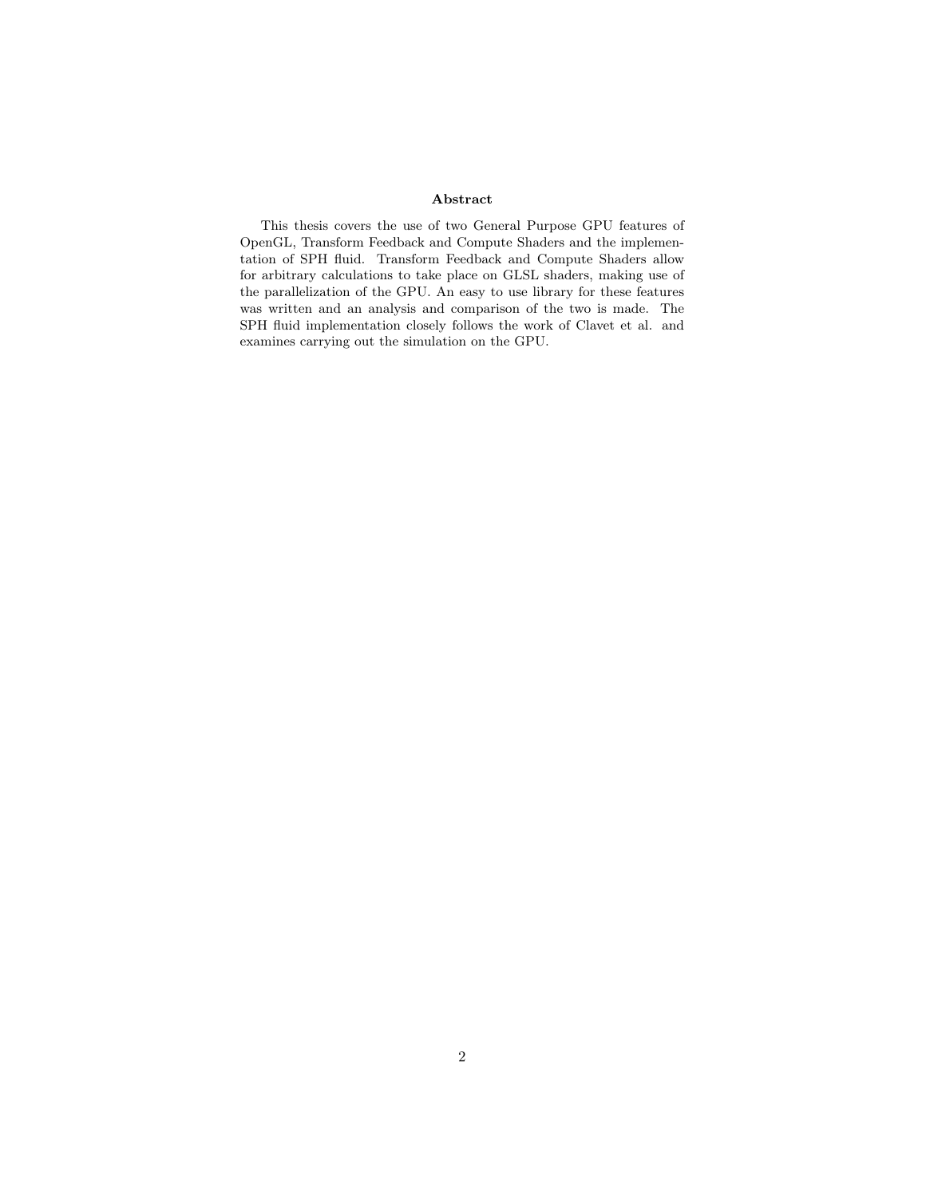## Abstract

This thesis covers the use of two General Purpose GPU features of OpenGL, Transform Feedback and Compute Shaders and the implementation of SPH fluid. Transform Feedback and Compute Shaders allow for arbitrary calculations to take place on GLSL shaders, making use of the parallelization of the GPU. An easy to use library for these features was written and an analysis and comparison of the two is made. The SPH fluid implementation closely follows the work of Clavet et al. and examines carrying out the simulation on the GPU.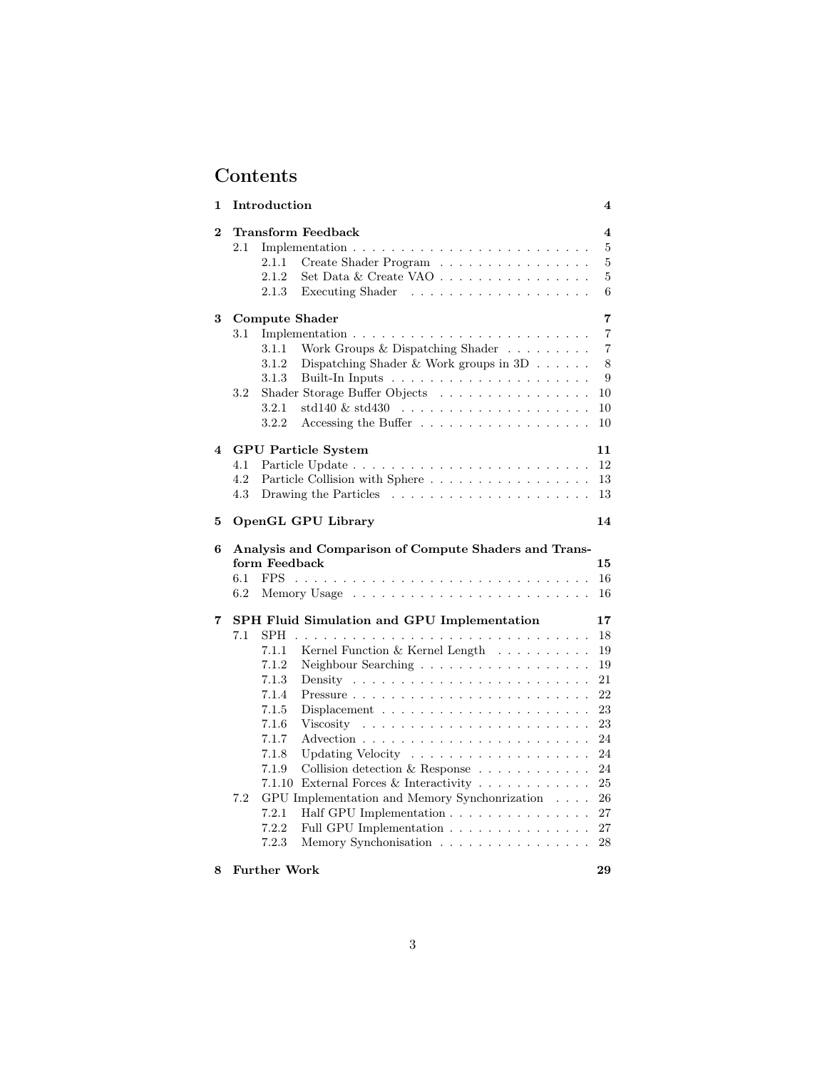# Contents

| | | |
|---|---|---|
| **1** | **Introduction** | **4** |
| **2** | **Transform Feedback** | **4** |
| 2.1 | Implementation | 5 |
| 2.1.1 | Create Shader Program | 5 |
| 2.1.2 | Set Data & Create VAO | 5 |
| 2.1.3 | Executing Shader | 6 |
| **3** | **Compute Shader** | **7** |
| 3.1 | Implementation | 7 |
| 3.1.1 | Work Groups & Dispatching Shader | 7 |
| 3.1.2 | Dispatching Shader & Work groups in 3D | 8 |
| 3.1.3 | Built-In Inputs | 9 |
| 3.2 | Shader Storage Buffer Objects | 10 |
| 3.2.1 | std140 & std430 | 10 |
| 3.2.2 | Accessing the Buffer | 10 |
| **4** | **GPU Particle System** | **11** |
| 4.1 | Particle Update | 12 |
| 4.2 | Particle Collision with Sphere | 13 |
| 4.3 | Drawing the Particles | 13 |
| **5** | **OpenGL GPU Library** | **14** |
| **6** | **Analysis and Comparison of Compute Shaders and Transform Feedback** | **15** |
| 6.1 | FPS | 16 |
| 6.2 | Memory Usage | 16 |
| **7** | **SPH Fluid Simulation and GPU Implementation** | **17** |
| 7.1 | SPH | 18 |
| 7.1.1 | Kernel Function & Kernel Length | 19 |
| 7.1.2 | Neighbour Searching | 19 |
| 7.1.3 | Density | 21 |
| 7.1.4 | Pressure | 22 |
| 7.1.5 | Displacement | 23 |
| 7.1.6 | Viscosity | 23 |
| 7.1.7 | Advection | 24 |
| 7.1.8 | Updating Velocity | 24 |
| 7.1.9 | Collision detection & Response | 24 |
| 7.1.10 | External Forces & Interactivity | 25 |
| 7.2 | GPU Implementation and Memory Synchonrization | 26 |
| 7.2.1 | Half GPU Implementation | 27 |
| 7.2.2 | Full GPU Implementation | 27 |
| 7.2.3 | Memory Synchonisation | 28 |
| **8** | **Further Work** | **29** |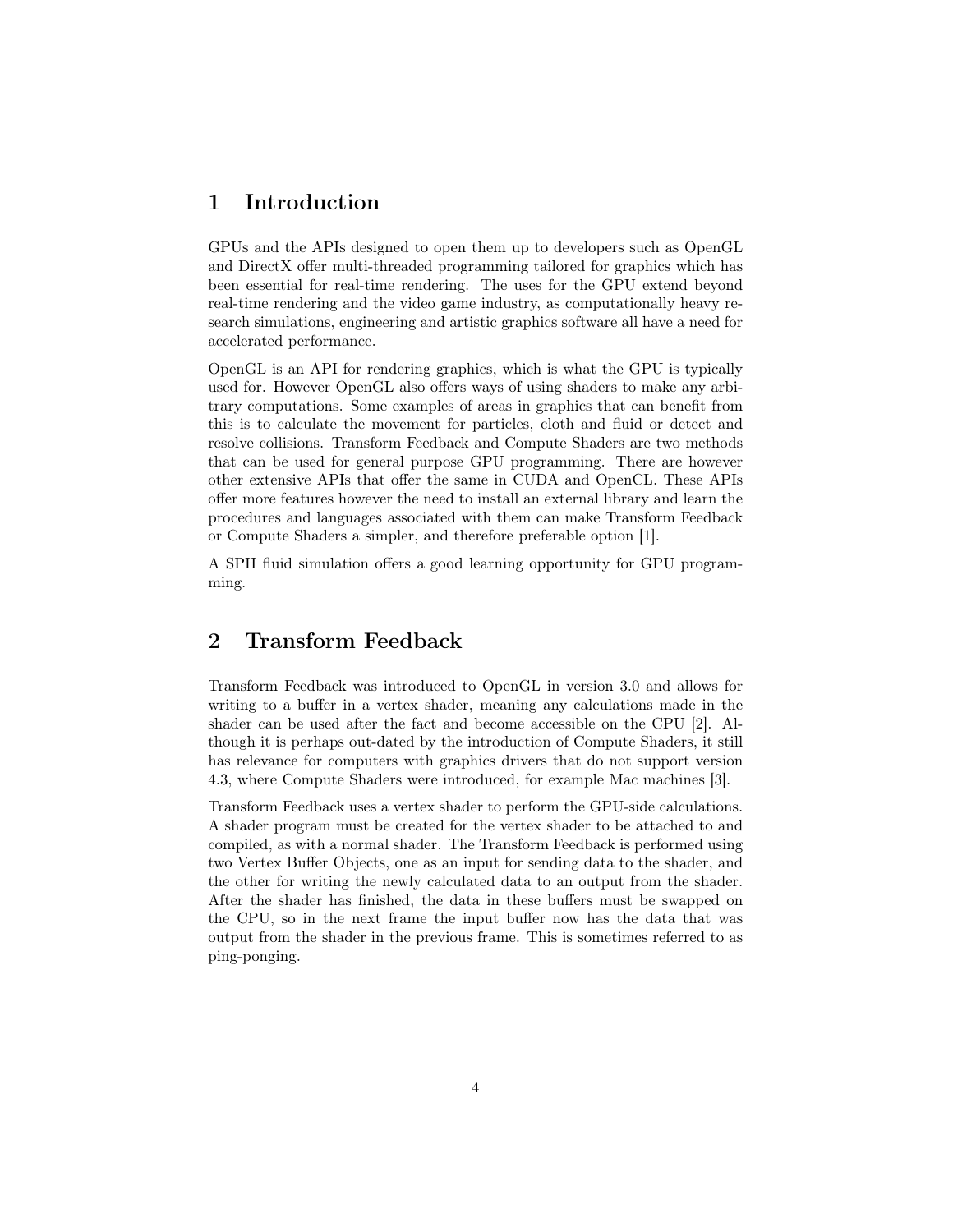# 1 Introduction

GPUs and the APIs designed to open them up to developers such as OpenGL and DirectX offer multi-threaded programming tailored for graphics which has been essential for real-time rendering. The uses for the GPU extend beyond real-time rendering and the video game industry, as computationally heavy research simulations, engineering and artistic graphics software all have a need for accelerated performance.

OpenGL is an API for rendering graphics, which is what the GPU is typically used for. However OpenGL also offers ways of using shaders to make any arbitrary computations. Some examples of areas in graphics that can benefit from this is to calculate the movement for particles, cloth and fluid or detect and resolve collisions. Transform Feedback and Compute Shaders are two methods that can be used for general purpose GPU programming. There are however other extensive APIs that offer the same in CUDA and OpenCL. These APIs offer more features however the need to install an external library and learn the procedures and languages associated with them can make Transform Feedback or Compute Shaders a simpler, and therefore preferable option [1].

A SPH fluid simulation offers a good learning opportunity for GPU programming.

# 2 Transform Feedback

Transform Feedback was introduced to OpenGL in version 3.0 and allows for writing to a buffer in a vertex shader, meaning any calculations made in the shader can be used after the fact and become accessible on the CPU [2]. Although it is perhaps out-dated by the introduction of Compute Shaders, it still has relevance for computers with graphics drivers that do not support version 4.3, where Compute Shaders were introduced, for example Mac machines [3].

Transform Feedback uses a vertex shader to perform the GPU-side calculations. A shader program must be created for the vertex shader to be attached to and compiled, as with a normal shader. The Transform Feedback is performed using two Vertex Buffer Objects, one as an input for sending data to the shader, and the other for writing the newly calculated data to an output from the shader. After the shader has finished, the data in these buffers must be swapped on the CPU, so in the next frame the input buffer now has the data that was output from the shader in the previous frame. This is sometimes referred to as ping-ponging.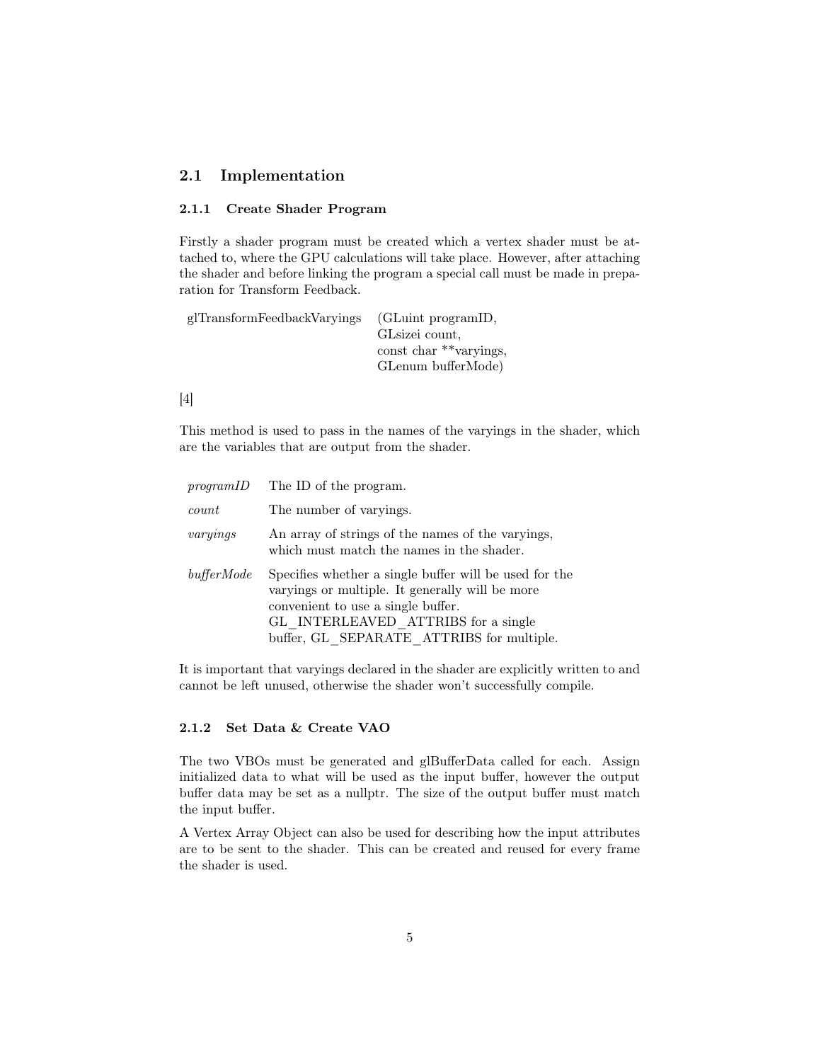## 2.1 Implementation

### 2.1.1 Create Shader Program

Firstly a shader program must be created which a vertex shader must be attached to, where the GPU calculations will take place. However, after attaching the shader and before linking the program a special call must be made in preparation for Transform Feedback.

```
glTransformFeedbackVaryings    (GLuint programID,
                                GLsizei count,
                                const char **varyings,
                                GLenum bufferMode)
```

[4]

This method is used to pass in the names of the varyings in the shader, which are the variables that are output from the shader.

| | |
|---|---|
| *programID* | The ID of the program. |
| *count* | The number of varyings. |
| *varyings* | An array of strings of the names of the varyings, which must match the names in the shader. |
| *bufferMode* | Specifies whether a single buffer will be used for the varyings or multiple. It generally will be more convenient to use a single buffer. GL_INTERLEAVED_ATTRIBS for a single buffer, GL_SEPARATE_ATTRIBS for multiple. |

It is important that varyings declared in the shader are explicitly written to and cannot be left unused, otherwise the shader won't successfully compile.

### 2.1.2 Set Data & Create VAO

The two VBOs must be generated and glBufferData called for each. Assign initialized data to what will be used as the input buffer, however the output buffer data may be set as a nullptr. The size of the output buffer must match the input buffer.

A Vertex Array Object can also be used for describing how the input attributes are to be sent to the shader. This can be created and reused for every frame the shader is used.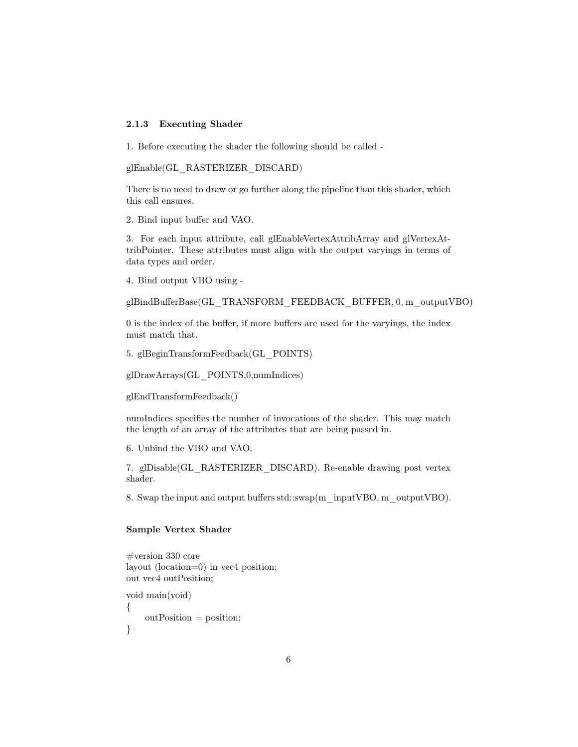### 2.1.3 Executing Shader

1. Before executing the shader the following should be called -

glEnable(GL_RASTERIZER_DISCARD)

There is no need to draw or go further along the pipeline than this shader, which this call ensures.

2. Bind input buffer and VAO.

3. For each input attribute, call glEnableVertexAttribArray and glVertexAttribPointer. These attributes must align with the output varyings in terms of data types and order.

4. Bind output VBO using -

glBindBufferBase(GL_TRANSFORM_FEEDBACK_BUFFER, 0, m_outputVBO)

0 is the index of the buffer, if more buffers are used for the varyings, the index must match that.

5. glBeginTransformFeedback(GL_POINTS)

glDrawArrays(GL_POINTS,0,numIndices)

glEndTransformFeedback()

numIndices specifies the number of invocations of the shader. This may match the length of an array of the attributes that are being passed in.

6. Unbind the VBO and VAO.

7. glDisable(GL_RASTERIZER_DISCARD). Re-enable drawing post vertex shader.

8. Swap the input and output buffers std::swap(m_inputVBO, m_outputVBO).

#### Sample Vertex Shader

```
#version 330 core
layout (location=0) in vec4 position;
out vec4 outPosition;

void main(void)
{
    outPosition = position;
}
```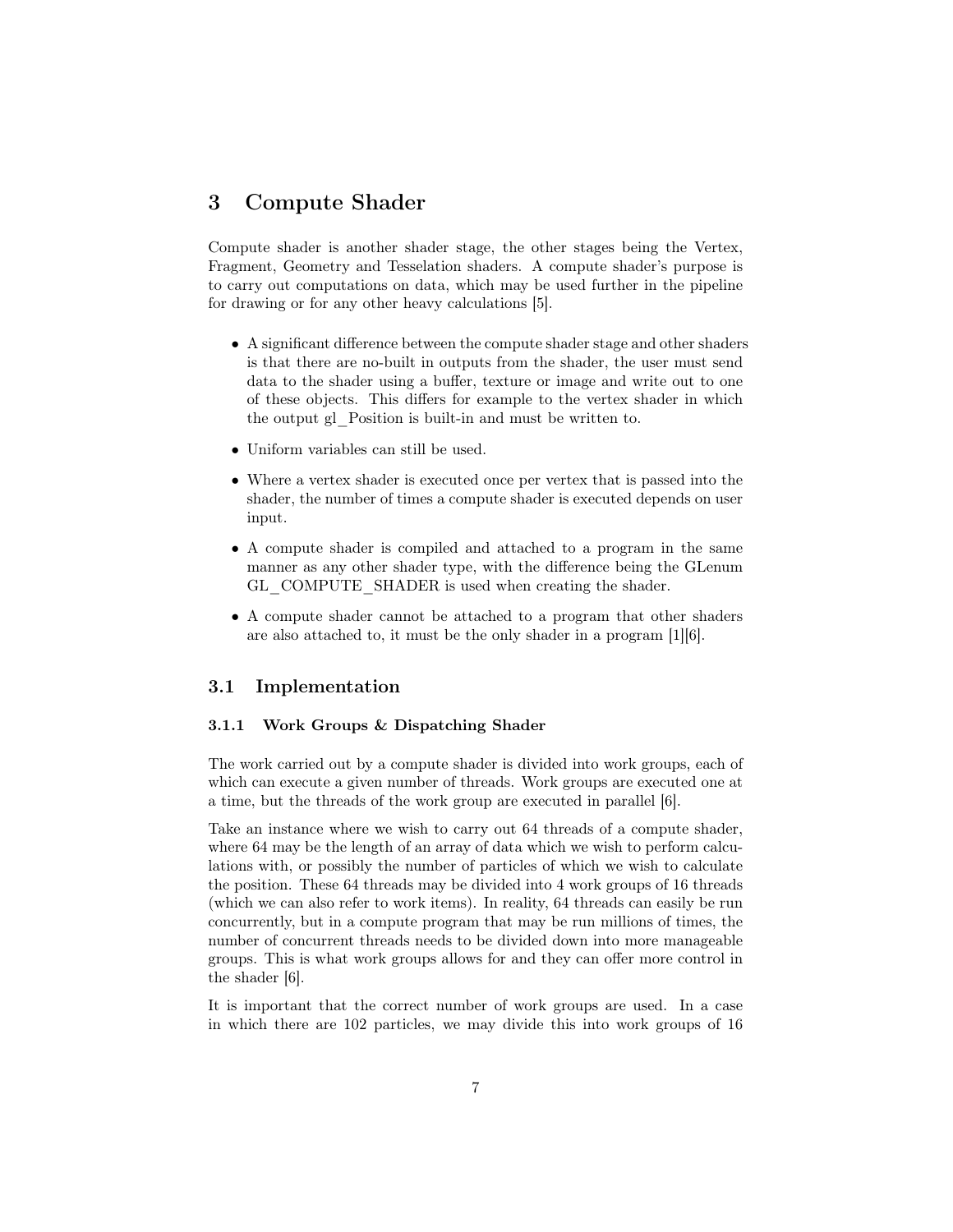# 3 Compute Shader

Compute shader is another shader stage, the other stages being the Vertex, Fragment, Geometry and Tesselation shaders. A compute shader's purpose is to carry out computations on data, which may be used further in the pipeline for drawing or for any other heavy calculations [5].

- A significant difference between the compute shader stage and other shaders is that there are no-built in outputs from the shader, the user must send data to the shader using a buffer, texture or image and write out to one of these objects. This differs for example to the vertex shader in which the output gl_Position is built-in and must be written to.
- Uniform variables can still be used.
- Where a vertex shader is executed once per vertex that is passed into the shader, the number of times a compute shader is executed depends on user input.
- A compute shader is compiled and attached to a program in the same manner as any other shader type, with the difference being the GLenum GL_COMPUTE_SHADER is used when creating the shader.
- A compute shader cannot be attached to a program that other shaders are also attached to, it must be the only shader in a program [1][6].

## 3.1 Implementation

### 3.1.1 Work Groups & Dispatching Shader

The work carried out by a compute shader is divided into work groups, each of which can execute a given number of threads. Work groups are executed one at a time, but the threads of the work group are executed in parallel [6].

Take an instance where we wish to carry out 64 threads of a compute shader, where 64 may be the length of an array of data which we wish to perform calculations with, or possibly the number of particles of which we wish to calculate the position. These 64 threads may be divided into 4 work groups of 16 threads (which we can also refer to work items). In reality, 64 threads can easily be run concurrently, but in a compute program that may be run millions of times, the number of concurrent threads needs to be divided down into more manageable groups. This is what work groups allows for and they can offer more control in the shader [6].

It is important that the correct number of work groups are used. In a case in which there are 102 particles, we may divide this into work groups of 16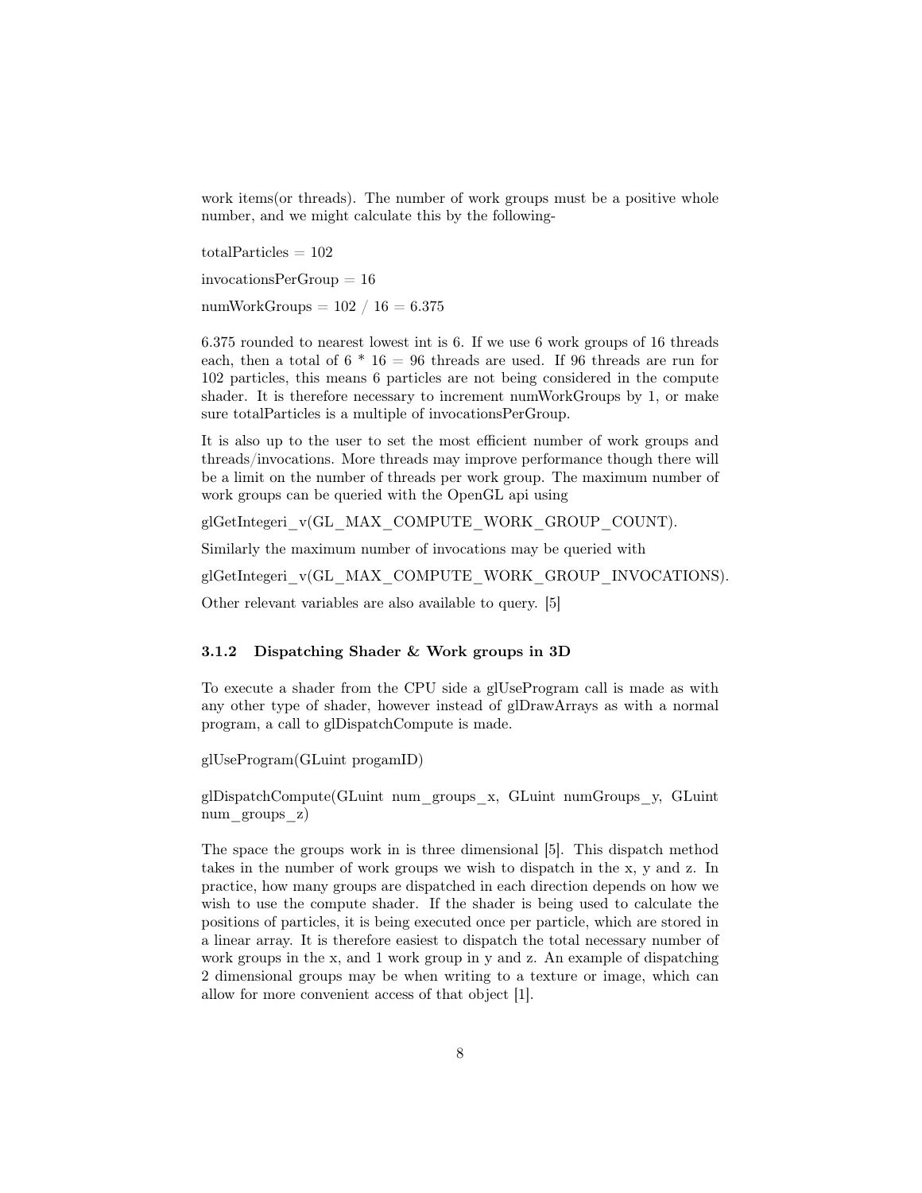work items(or threads). The number of work groups must be a positive whole number, and we might calculate this by the following-

totalParticles = 102

invocationsPerGroup = 16

numWorkGroups = 102 / 16 = 6.375

6.375 rounded to nearest lowest int is 6. If we use 6 work groups of 16 threads each, then a total of 6 * 16 = 96 threads are used. If 96 threads are run for 102 particles, this means 6 particles are not being considered in the compute shader. It is therefore necessary to increment numWorkGroups by 1, or make sure totalParticles is a multiple of invocationsPerGroup.

It is also up to the user to set the most efficient number of work groups and threads/invocations. More threads may improve performance though there will be a limit on the number of threads per work group. The maximum number of work groups can be queried with the OpenGL api using

glGetIntegeri_v(GL_MAX_COMPUTE_WORK_GROUP_COUNT).

Similarly the maximum number of invocations may be queried with

glGetIntegeri_v(GL_MAX_COMPUTE_WORK_GROUP_INVOCATIONS).

Other relevant variables are also available to query. [5]

### 3.1.2 Dispatching Shader & Work groups in 3D

To execute a shader from the CPU side a glUseProgram call is made as with any other type of shader, however instead of glDrawArrays as with a normal program, a call to glDispatchCompute is made.

glUseProgram(GLuint progamID)

glDispatchCompute(GLuint num_groups_x, GLuint numGroups_y, GLuint num_groups_z)

The space the groups work in is three dimensional [5]. This dispatch method takes in the number of work groups we wish to dispatch in the x, y and z. In practice, how many groups are dispatched in each direction depends on how we wish to use the compute shader. If the shader is being used to calculate the positions of particles, it is being executed once per particle, which are stored in a linear array. It is therefore easiest to dispatch the total necessary number of work groups in the x, and 1 work group in y and z. An example of dispatching 2 dimensional groups may be when writing to a texture or image, which can allow for more convenient access of that object [1].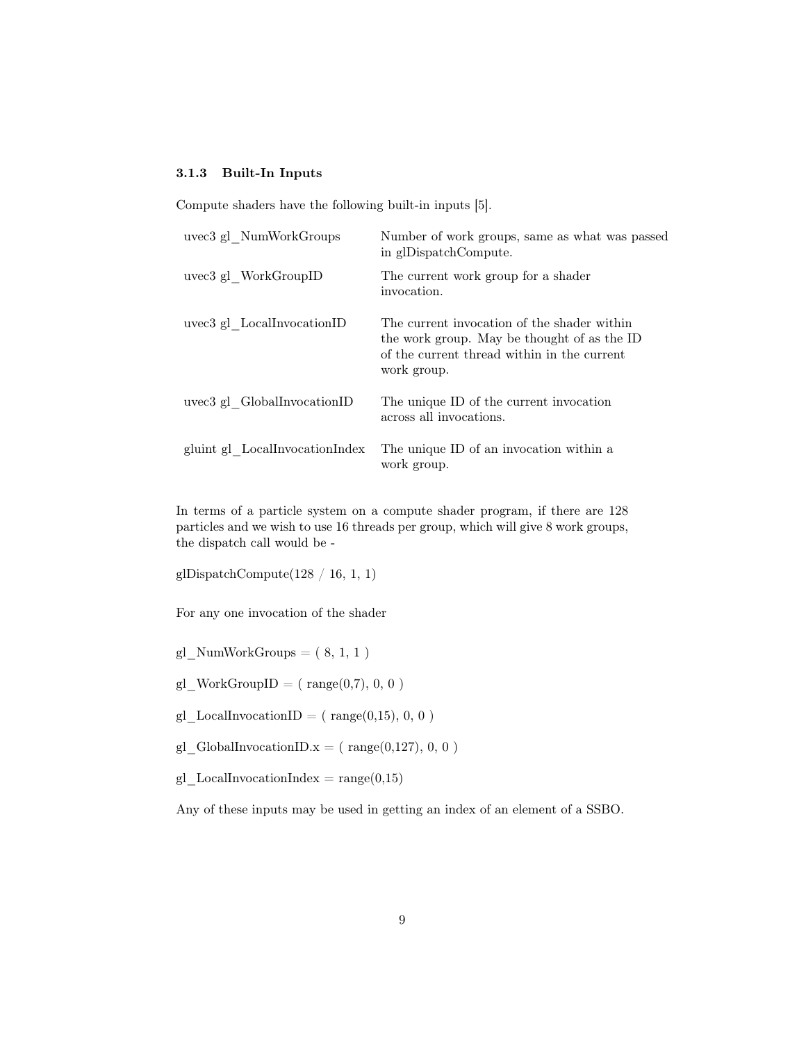### 3.1.3 Built-In Inputs

Compute shaders have the following built-in inputs [5].

| | |
|---|---|
| uvec3 gl_NumWorkGroups | Number of work groups, same as what was passed in glDispatchCompute. |
| uvec3 gl_WorkGroupID | The current work group for a shader invocation. |
| uvec3 gl_LocalInvocationID | The current invocation of the shader within the work group. May be thought of as the ID of the current thread within in the current work group. |
| uvec3 gl_GlobalInvocationID | The unique ID of the current invocation across all invocations. |
| gluint gl_LocalInvocationIndex | The unique ID of an invocation within a work group. |

In terms of a particle system on a compute shader program, if there are 128 particles and we wish to use 16 threads per group, which will give 8 work groups, the dispatch call would be -

glDispatchCompute(128 / 16, 1, 1)

For any one invocation of the shader

gl_NumWorkGroups = ( 8, 1, 1 )

gl_WorkGroupID = ( range(0,7), 0, 0 )

gl_LocalInvocationID = ( range(0,15), 0, 0 )

gl_GlobalInvocationID.x = ( range(0,127), 0, 0 )

gl_LocalInvocationIndex = range(0,15)

Any of these inputs may be used in getting an index of an element of a SSBO.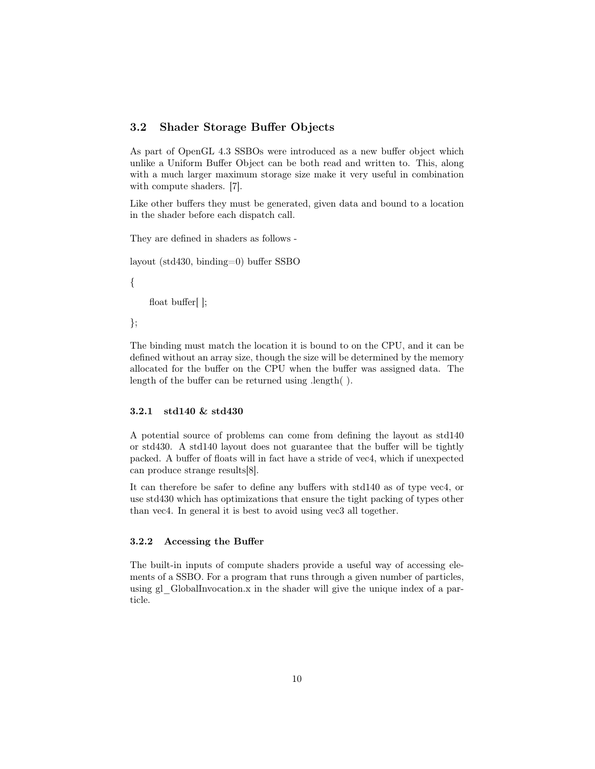## 3.2 Shader Storage Buffer Objects

As part of OpenGL 4.3 SSBOs were introduced as a new buffer object which unlike a Uniform Buffer Object can be both read and written to. This, along with a much larger maximum storage size make it very useful in combination with compute shaders. [7].

Like other buffers they must be generated, given data and bound to a location in the shader before each dispatch call.

They are defined in shaders as follows -

```
layout (std430, binding=0) buffer SSBO

{

    float buffer[ ];

};
```

The binding must match the location it is bound to on the CPU, and it can be defined without an array size, though the size will be determined by the memory allocated for the buffer on the CPU when the buffer was assigned data. The length of the buffer can be returned using .length( ).

### 3.2.1 std140 & std430

A potential source of problems can come from defining the layout as std140 or std430. A std140 layout does not guarantee that the buffer will be tightly packed. A buffer of floats will in fact have a stride of vec4, which if unexpected can produce strange results[8].

It can therefore be safer to define any buffers with std140 as of type vec4, or use std430 which has optimizations that ensure the tight packing of types other than vec4. In general it is best to avoid using vec3 all together.

### 3.2.2 Accessing the Buffer

The built-in inputs of compute shaders provide a useful way of accessing elements of a SSBO. For a program that runs through a given number of particles, using gl_GlobalInvocation.x in the shader will give the unique index of a particle.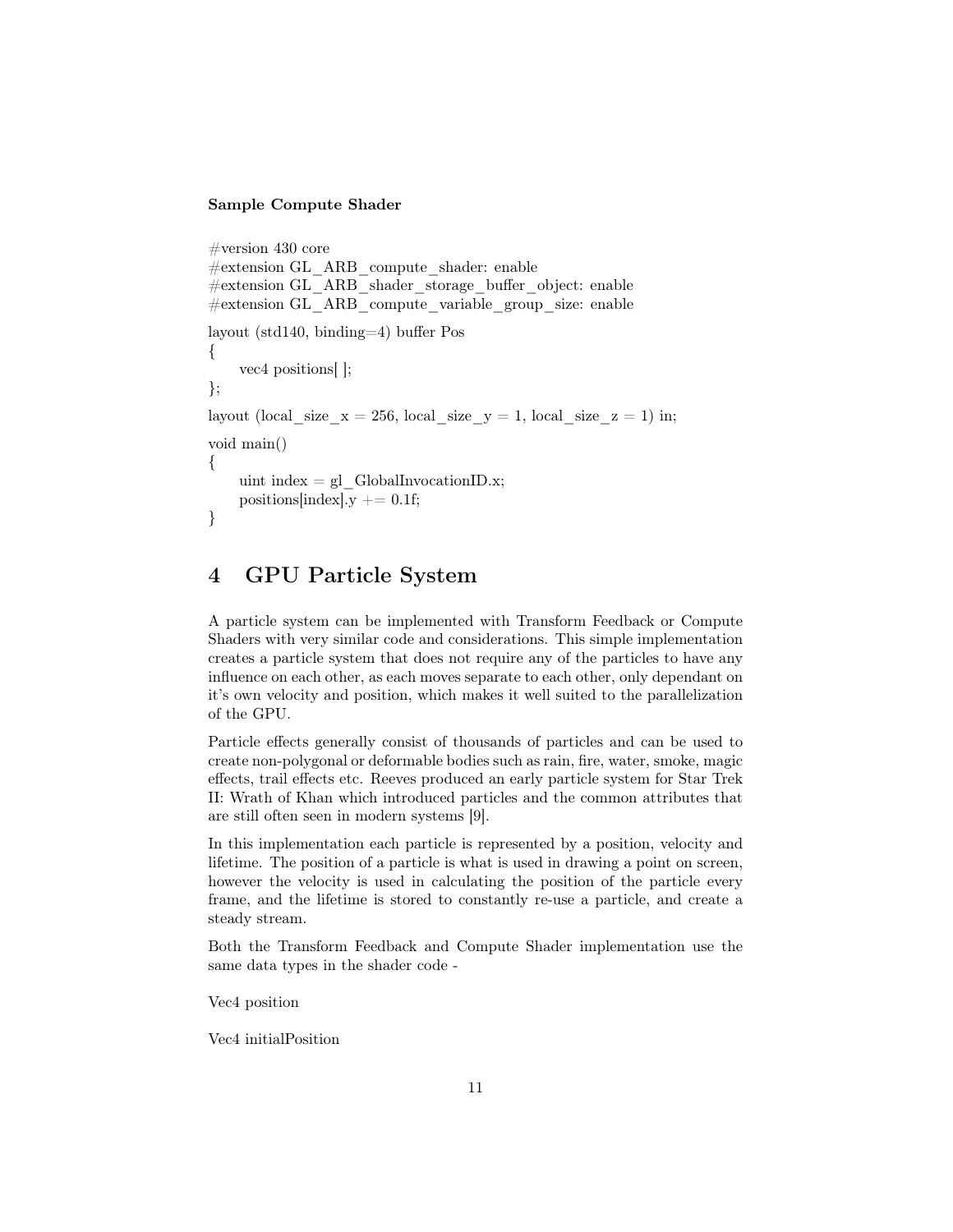**Sample Compute Shader**

```
#version 430 core
#extension GL_ARB_compute_shader: enable
#extension GL_ARB_shader_storage_buffer_object: enable
#extension GL_ARB_compute_variable_group_size: enable

layout (std140, binding=4) buffer Pos
{
    vec4 positions[ ];
};

layout (local_size_x = 256, local_size_y = 1, local_size_z = 1) in;

void main()
{
    uint index = gl_GlobalInvocationID.x;
    positions[index].y += 0.1f;
}
```

# 4 GPU Particle System

A particle system can be implemented with Transform Feedback or Compute Shaders with very similar code and considerations. This simple implementation creates a particle system that does not require any of the particles to have any influence on each other, as each moves separate to each other, only dependant on it's own velocity and position, which makes it well suited to the parallelization of the GPU.

Particle effects generally consist of thousands of particles and can be used to create non-polygonal or deformable bodies such as rain, fire, water, smoke, magic effects, trail effects etc. Reeves produced an early particle system for Star Trek II: Wrath of Khan which introduced particles and the common attributes that are still often seen in modern systems [9].

In this implementation each particle is represented by a position, velocity and lifetime. The position of a particle is what is used in drawing a point on screen, however the velocity is used in calculating the position of the particle every frame, and the lifetime is stored to constantly re-use a particle, and create a steady stream.

Both the Transform Feedback and Compute Shader implementation use the same data types in the shader code -

Vec4 position

Vec4 initialPosition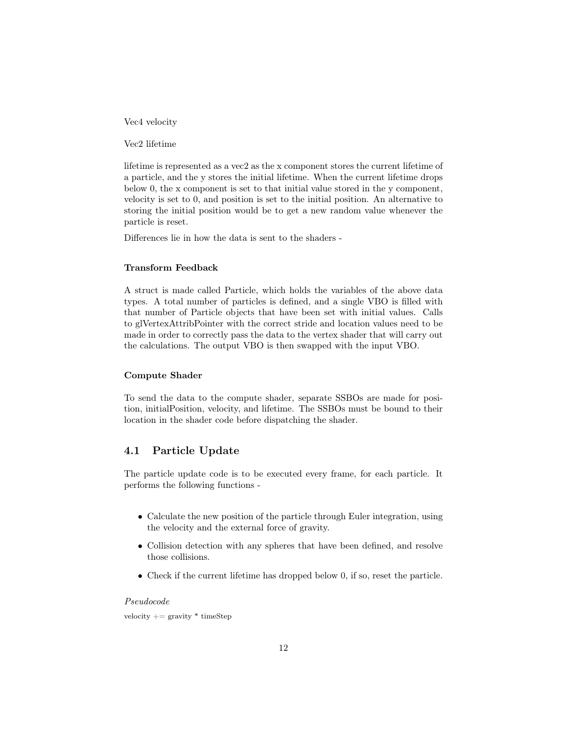Vec4 velocity

Vec2 lifetime

lifetime is represented as a vec2 as the x component stores the current lifetime of a particle, and the y stores the initial lifetime. When the current lifetime drops below 0, the x component is set to that initial value stored in the y component, velocity is set to 0, and position is set to the initial position. An alternative to storing the initial position would be to get a new random value whenever the particle is reset.

Differences lie in how the data is sent to the shaders -

**Transform Feedback**

A struct is made called Particle, which holds the variables of the above data types. A total number of particles is defined, and a single VBO is filled with that number of Particle objects that have been set with initial values. Calls to glVertexAttribPointer with the correct stride and location values need to be made in order to correctly pass the data to the vertex shader that will carry out the calculations. The output VBO is then swapped with the input VBO.

**Compute Shader**

To send the data to the compute shader, separate SSBOs are made for position, initialPosition, velocity, and lifetime. The SSBOs must be bound to their location in the shader code before dispatching the shader.

## 4.1 Particle Update

The particle update code is to be executed every frame, for each particle. It performs the following functions -

- Calculate the new position of the particle through Euler integration, using the velocity and the external force of gravity.
- Collision detection with any spheres that have been defined, and resolve those collisions.
- Check if the current lifetime has dropped below 0, if so, reset the particle.

*Pseudocode*

```
velocity += gravity * timeStep
```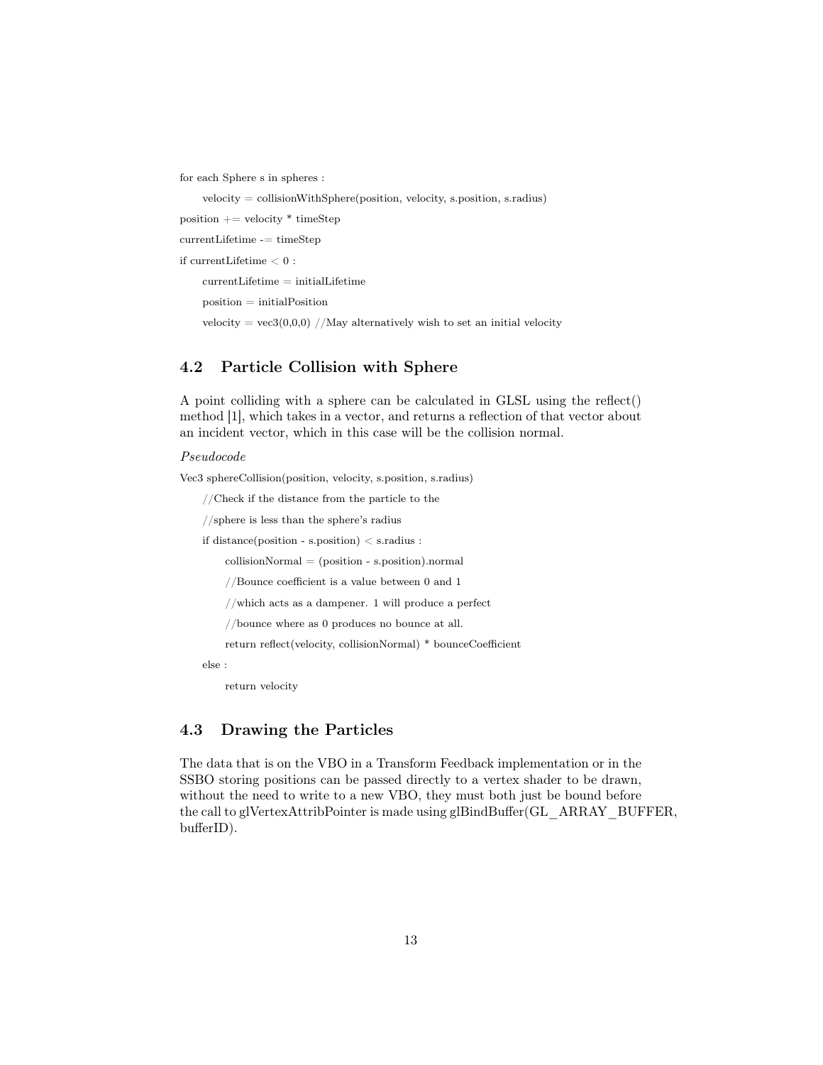```
for each Sphere s in spheres :
    velocity = collisionWithSphere(position, velocity, s.position, s.radius)
position += velocity * timeStep
currentLifetime -= timeStep
if currentLifetime < 0 :
    currentLifetime = initialLifetime
    position = initialPosition
    velocity = vec3(0,0,0) //May alternatively wish to set an initial velocity
```

### 4.2 Particle Collision with Sphere

A point colliding with a sphere can be calculated in GLSL using the reflect() method [1], which takes in a vector, and returns a reflection of that vector about an incident vector, which in this case will be the collision normal.

*Pseudocode*

```
Vec3 sphereCollision(position, velocity, s.position, s.radius)
    //Check if the distance from the particle to the
    //sphere is less than the sphere's radius
    if distance(position - s.position) < s.radius :
        collisionNormal = (position - s.position).normal
        //Bounce coefficient is a value between 0 and 1
        //which acts as a dampener. 1 will produce a perfect
        //bounce where as 0 produces no bounce at all.
        return reflect(velocity, collisionNormal) * bounceCoefficient
    else :
        return velocity
```

### 4.3 Drawing the Particles

The data that is on the VBO in a Transform Feedback implementation or in the SSBO storing positions can be passed directly to a vertex shader to be drawn, without the need to write to a new VBO, they must both just be bound before the call to glVertexAttribPointer is made using glBindBuffer(GL_ARRAY_BUFFER, bufferID).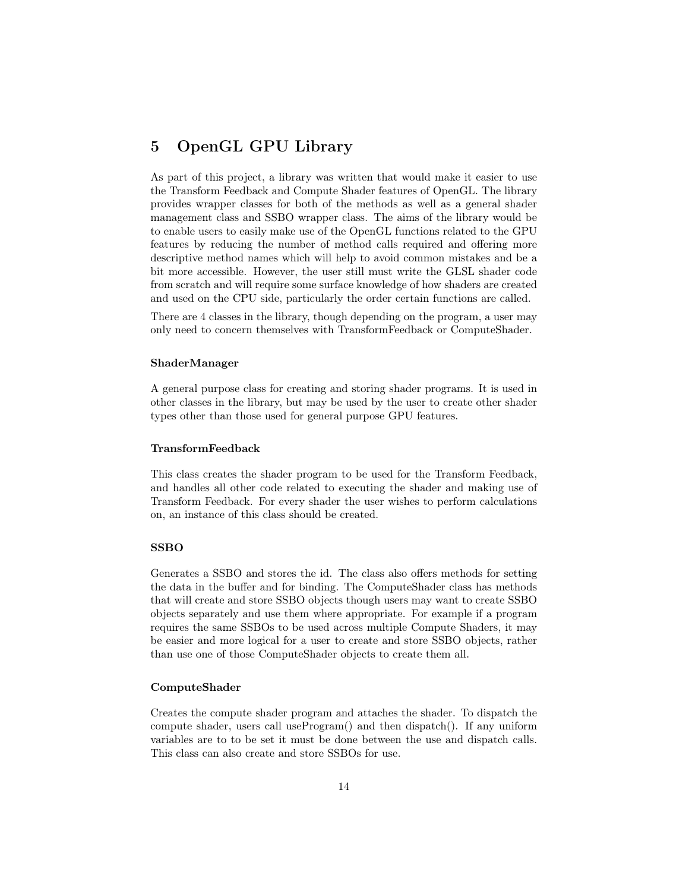# 5 OpenGL GPU Library

As part of this project, a library was written that would make it easier to use the Transform Feedback and Compute Shader features of OpenGL. The library provides wrapper classes for both of the methods as well as a general shader management class and SSBO wrapper class. The aims of the library would be to enable users to easily make use of the OpenGL functions related to the GPU features by reducing the number of method calls required and offering more descriptive method names which will help to avoid common mistakes and be a bit more accessible. However, the user still must write the GLSL shader code from scratch and will require some surface knowledge of how shaders are created and used on the CPU side, particularly the order certain functions are called.

There are 4 classes in the library, though depending on the program, a user may only need to concern themselves with TransformFeedback or ComputeShader.

**ShaderManager**

A general purpose class for creating and storing shader programs. It is used in other classes in the library, but may be used by the user to create other shader types other than those used for general purpose GPU features.

**TransformFeedback**

This class creates the shader program to be used for the Transform Feedback, and handles all other code related to executing the shader and making use of Transform Feedback. For every shader the user wishes to perform calculations on, an instance of this class should be created.

**SSBO**

Generates a SSBO and stores the id. The class also offers methods for setting the data in the buffer and for binding. The ComputeShader class has methods that will create and store SSBO objects though users may want to create SSBO objects separately and use them where appropriate. For example if a program requires the same SSBOs to be used across multiple Compute Shaders, it may be easier and more logical for a user to create and store SSBO objects, rather than use one of those ComputeShader objects to create them all.

**ComputeShader**

Creates the compute shader program and attaches the shader. To dispatch the compute shader, users call useProgram() and then dispatch(). If any uniform variables are to to be set it must be done between the use and dispatch calls. This class can also create and store SSBOs for use.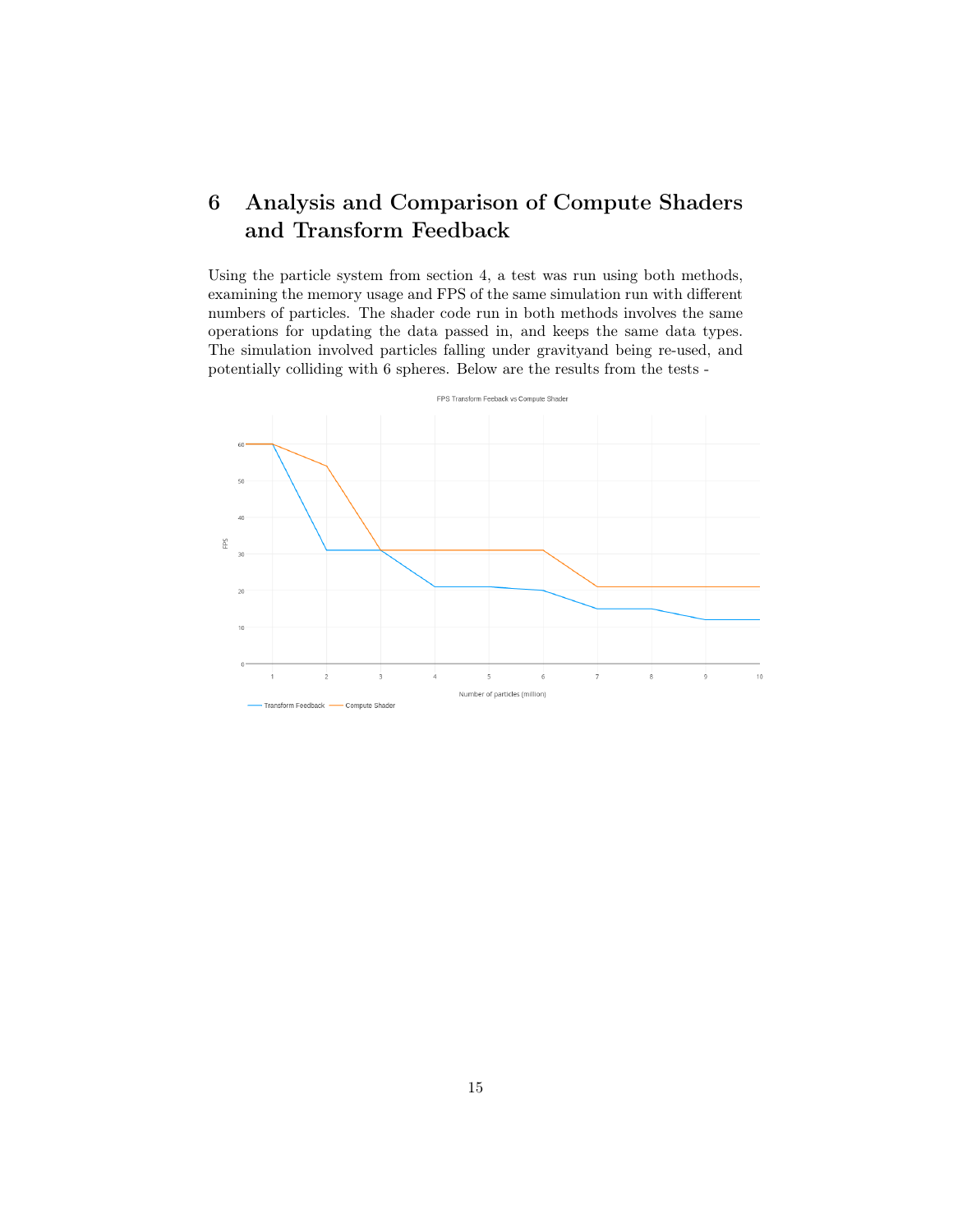# 6 Analysis and Comparison of Compute Shaders and Transform Feedback

Using the particle system from section 4, a test was run using both methods, examining the memory usage and FPS of the same simulation run with different numbers of particles. The shader code run in both methods involves the same operations for updating the data passed in, and keeps the same data types. The simulation involved particles falling under gravityand being re-used, and potentially colliding with 6 spheres. Below are the results from the tests -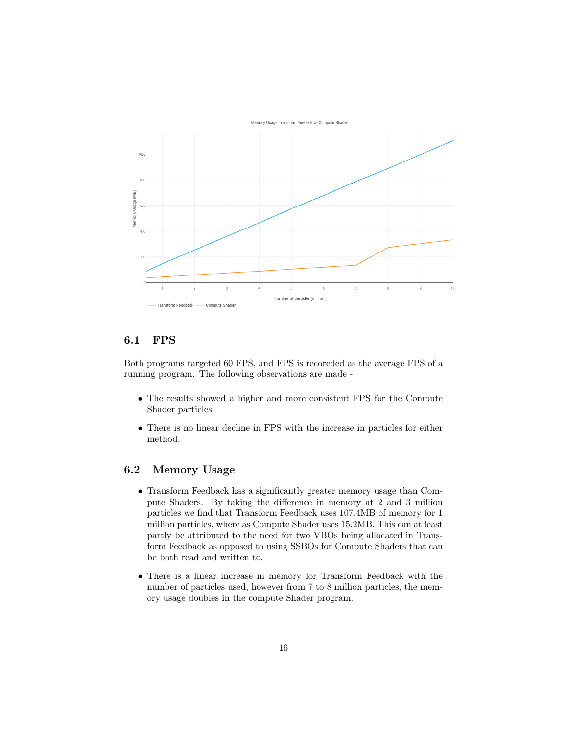## 6.1 FPS

Both programs targeted 60 FPS, and FPS is recoreded as the average FPS of a running program. The following observations are made -

- The results showed a higher and more consistent FPS for the Compute Shader particles.
- There is no linear decline in FPS with the increase in particles for either method.

## 6.2 Memory Usage

- Transform Feedback has a significantly greater memory usage than Compute Shaders. By taking the difference in memory at 2 and 3 million particles we find that Transform Feedback uses 107.4MB of memory for 1 million particles, where as Compute Shader uses 15.2MB. This can at least partly be attributed to the need for two VBOs being allocated in Transform Feedback as opposed to using SSBOs for Compute Shaders that can be both read and written to.
- There is a linear increase in memory for Transform Feedback with the number of particles used, however from 7 to 8 million particles, the memory usage doubles in the compute Shader program.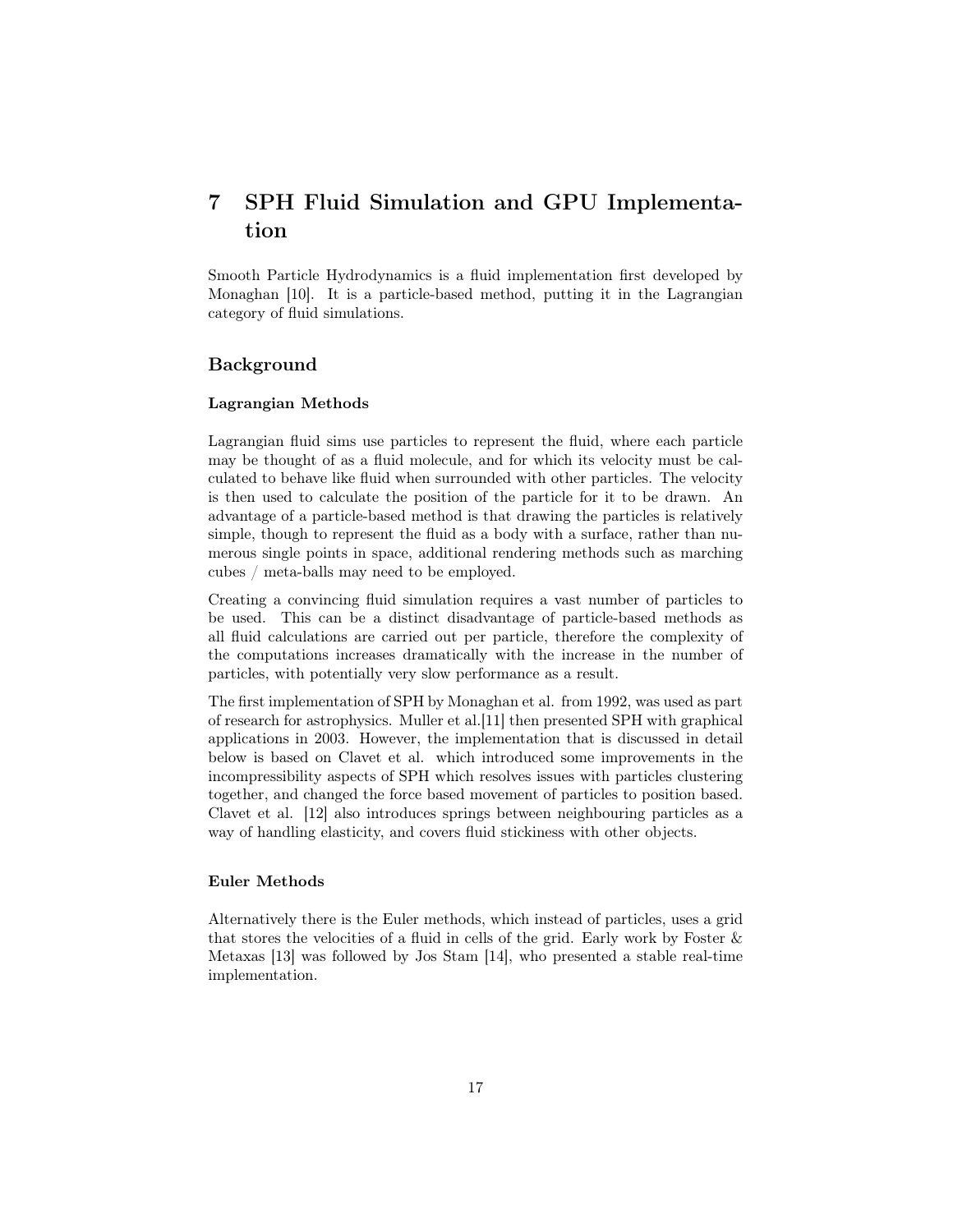# 7 SPH Fluid Simulation and GPU Implementation

Smooth Particle Hydrodynamics is a fluid implementation first developed by Monaghan [10]. It is a particle-based method, putting it in the Lagrangian category of fluid simulations.

## Background

### Lagrangian Methods

Lagrangian fluid sims use particles to represent the fluid, where each particle may be thought of as a fluid molecule, and for which its velocity must be calculated to behave like fluid when surrounded with other particles. The velocity is then used to calculate the position of the particle for it to be drawn. An advantage of a particle-based method is that drawing the particles is relatively simple, though to represent the fluid as a body with a surface, rather than numerous single points in space, additional rendering methods such as marching cubes / meta-balls may need to be employed.

Creating a convincing fluid simulation requires a vast number of particles to be used. This can be a distinct disadvantage of particle-based methods as all fluid calculations are carried out per particle, therefore the complexity of the computations increases dramatically with the increase in the number of particles, with potentially very slow performance as a result.

The first implementation of SPH by Monaghan et al. from 1992, was used as part of research for astrophysics. Muller et al.[11] then presented SPH with graphical applications in 2003. However, the implementation that is discussed in detail below is based on Clavet et al. which introduced some improvements in the incompressibility aspects of SPH which resolves issues with particles clustering together, and changed the force based movement of particles to position based. Clavet et al. [12] also introduces springs between neighbouring particles as a way of handling elasticity, and covers fluid stickiness with other objects.

### Euler Methods

Alternatively there is the Euler methods, which instead of particles, uses a grid that stores the velocities of a fluid in cells of the grid. Early work by Foster & Metaxas [13] was followed by Jos Stam [14], who presented a stable real-time implementation.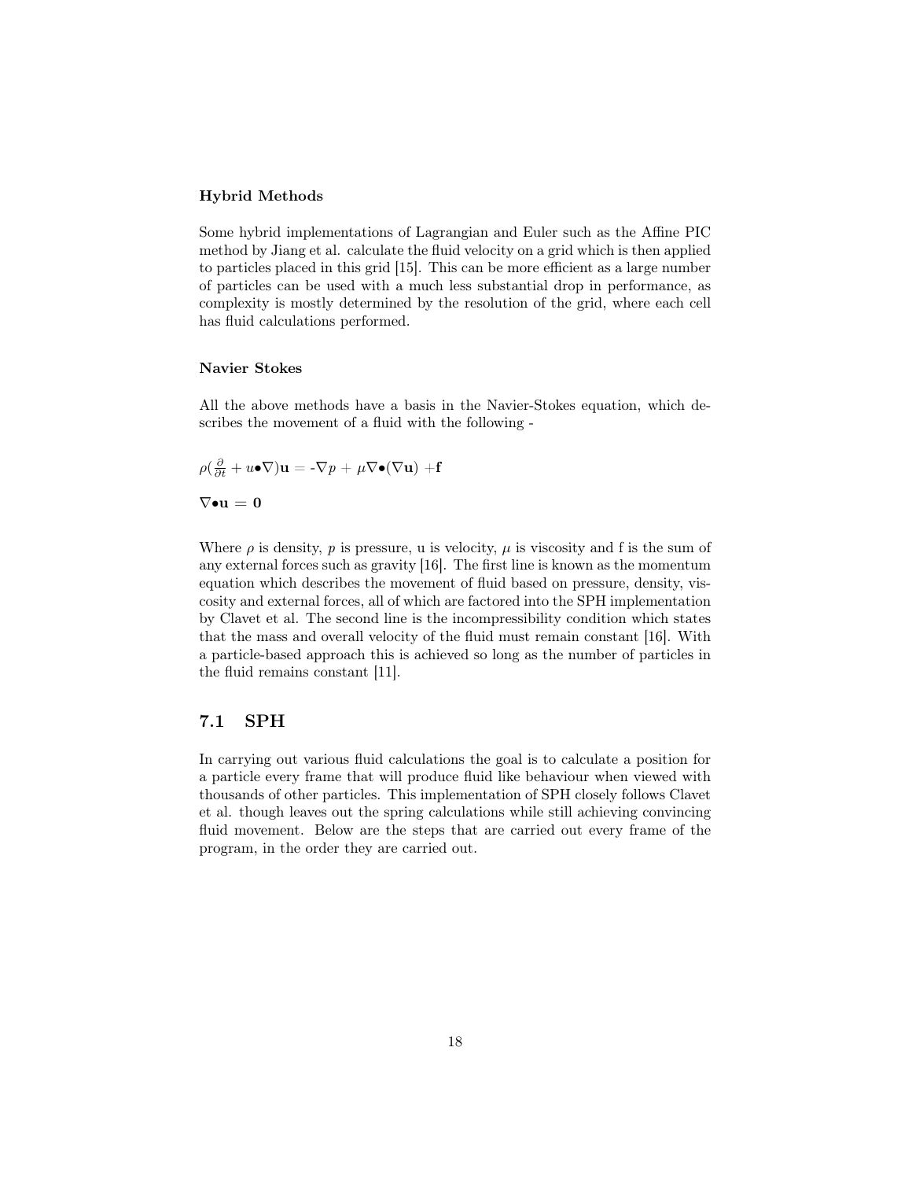**Hybrid Methods**

Some hybrid implementations of Lagrangian and Euler such as the Affine PIC method by Jiang et al. calculate the fluid velocity on a grid which is then applied to particles placed in this grid [15]. This can be more efficient as a large number of particles can be used with a much less substantial drop in performance, as complexity is mostly determined by the resolution of the grid, where each cell has fluid calculations performed.

**Navier Stokes**

All the above methods have a basis in the Navier-Stokes equation, which describes the movement of a fluid with the following -

$$\rho(\frac{\partial}{\partial t} + u \bullet \nabla)\mathbf{u} = -\nabla p + \mu \nabla \bullet (\nabla \mathbf{u}) + \mathbf{f}$$

$$\nabla \bullet \mathbf{u} = \mathbf{0}$$

Where $\rho$ is density, $p$ is pressure, u is velocity, $\mu$ is viscosity and f is the sum of any external forces such as gravity [16]. The first line is known as the momentum equation which describes the movement of fluid based on pressure, density, viscosity and external forces, all of which are factored into the SPH implementation by Clavet et al. The second line is the incompressibility condition which states that the mass and overall velocity of the fluid must remain constant [16]. With a particle-based approach this is achieved so long as the number of particles in the fluid remains constant [11].

## 7.1 SPH

In carrying out various fluid calculations the goal is to calculate a position for a particle every frame that will produce fluid like behaviour when viewed with thousands of other particles. This implementation of SPH closely follows Clavet et al. though leaves out the spring calculations while still achieving convincing fluid movement. Below are the steps that are carried out every frame of the program, in the order they are carried out.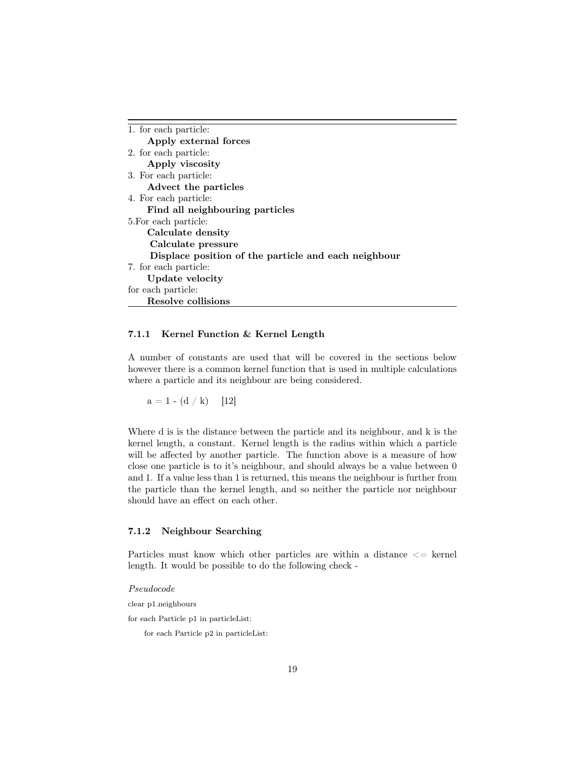1. for each particle:
    **Apply external forces**
2. for each particle:
    **Apply viscosity**
3. For each particle:
    **Advect the particles**
4. For each particle:
    **Find all neighbouring particles**

5.For each particle:
    **Calculate density**
    **Calculate pressure**
    **Displace position of the particle and each neighbour**

7. for each particle:
    **Update velocity**

for each particle:
    **Resolve collisions**

### 7.1.1 Kernel Function & Kernel Length

A number of constants are used that will be covered in the sections below however there is a common kernel function that is used in multiple calculations where a particle and its neighbour are being considered.

a = 1 - (d / k)    [12]

Where d is is the distance between the particle and its neighbour, and k is the kernel length, a constant. Kernel length is the radius within which a particle will be affected by another particle. The function above is a measure of how close one particle is to it's neighbour, and should always be a value between 0 and 1. If a value less than 1 is returned, this means the neighbour is further from the particle than the kernel length, and so neither the particle nor neighbour should have an effect on each other.

### 7.1.2 Neighbour Searching

Particles must know which other particles are within a distance <= kernel length. It would be possible to do the following check -

*Pseudocode*

```
clear p1.neighbours
for each Particle p1 in particleList:
    for each Particle p2 in particleList:
```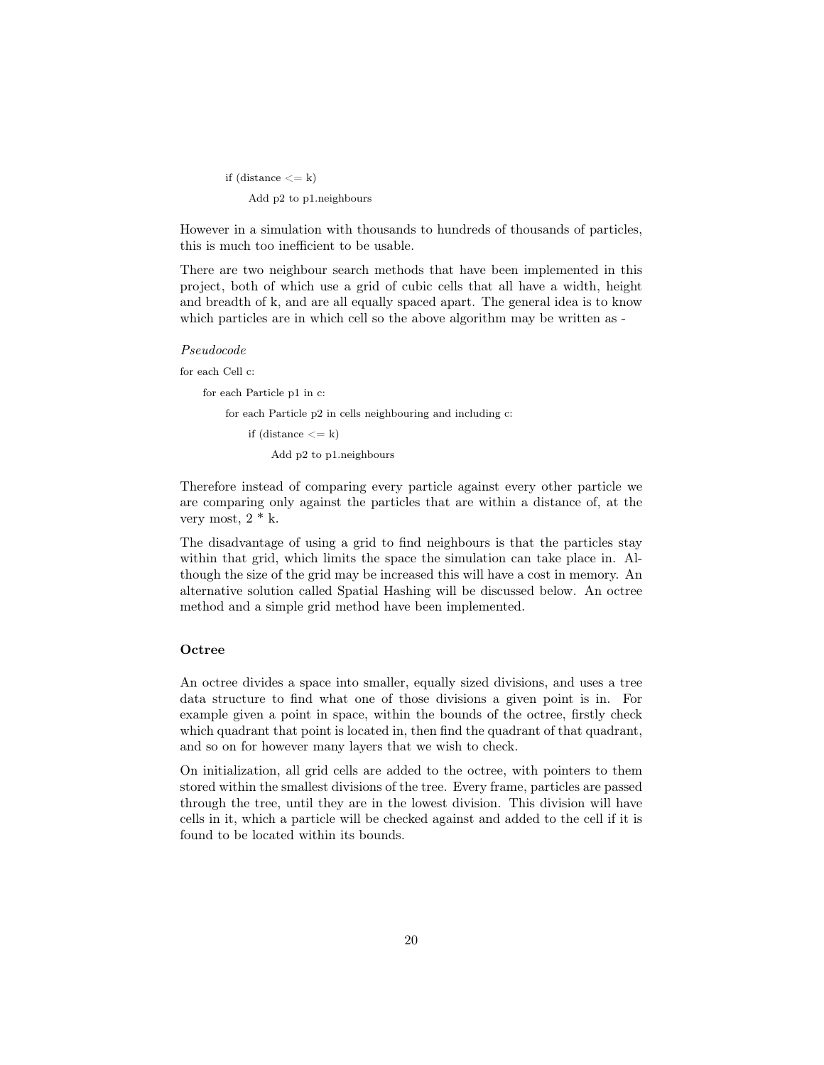```
        if (distance <= k)
            Add p2 to p1.neighbours
```

However in a simulation with thousands to hundreds of thousands of particles, this is much too inefficient to be usable.

There are two neighbour search methods that have been implemented in this project, both of which use a grid of cubic cells that all have a width, height and breadth of k, and are all equally spaced apart. The general idea is to know which particles are in which cell so the above algorithm may be written as -

*Pseudocode*

```
for each Cell c:
    for each Particle p1 in c:
        for each Particle p2 in cells neighbouring and including c:
            if (distance <= k)
                Add p2 to p1.neighbours
```

Therefore instead of comparing every particle against every other particle we are comparing only against the particles that are within a distance of, at the very most, 2 * k.

The disadvantage of using a grid to find neighbours is that the particles stay within that grid, which limits the space the simulation can take place in. Although the size of the grid may be increased this will have a cost in memory. An alternative solution called Spatial Hashing will be discussed below. An octree method and a simple grid method have been implemented.

### Octree

An octree divides a space into smaller, equally sized divisions, and uses a tree data structure to find what one of those divisions a given point is in. For example given a point in space, within the bounds of the octree, firstly check which quadrant that point is located in, then find the quadrant of that quadrant, and so on for however many layers that we wish to check.

On initialization, all grid cells are added to the octree, with pointers to them stored within the smallest divisions of the tree. Every frame, particles are passed through the tree, until they are in the lowest division. This division will have cells in it, which a particle will be checked against and added to the cell if it is found to be located within its bounds.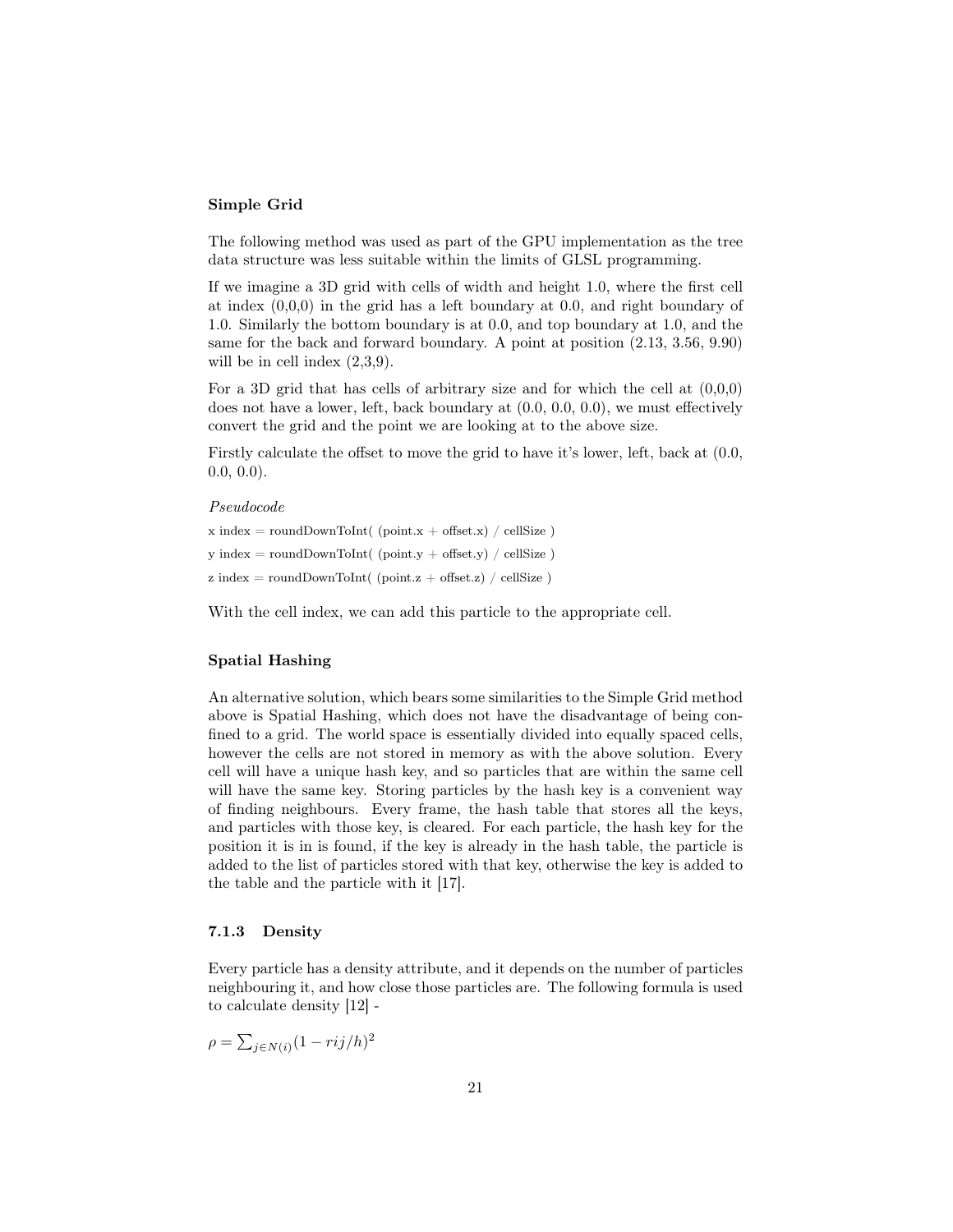**Simple Grid**

The following method was used as part of the GPU implementation as the tree data structure was less suitable within the limits of GLSL programming.

If we imagine a 3D grid with cells of width and height 1.0, where the first cell at index (0,0,0) in the grid has a left boundary at 0.0, and right boundary of 1.0. Similarly the bottom boundary is at 0.0, and top boundary at 1.0, and the same for the back and forward boundary. A point at position (2.13, 3.56, 9.90) will be in cell index (2,3,9).

For a 3D grid that has cells of arbitrary size and for which the cell at (0,0,0) does not have a lower, left, back boundary at (0.0, 0.0, 0.0), we must effectively convert the grid and the point we are looking at to the above size.

Firstly calculate the offset to move the grid to have it's lower, left, back at (0.0, 0.0, 0.0).

*Pseudocode*

```
x index = roundDownToInt( (point.x + offset.x) / cellSize )
y index = roundDownToInt( (point.y + offset.y) / cellSize )
z index = roundDownToInt( (point.z + offset.z) / cellSize )
```

With the cell index, we can add this particle to the appropriate cell.

**Spatial Hashing**

An alternative solution, which bears some similarities to the Simple Grid method above is Spatial Hashing, which does not have the disadvantage of being confined to a grid. The world space is essentially divided into equally spaced cells, however the cells are not stored in memory as with the above solution. Every cell will have a unique hash key, and so particles that are within the same cell will have the same key. Storing particles by the hash key is a convenient way of finding neighbours. Every frame, the hash table that stores all the keys, and particles with those key, is cleared. For each particle, the hash key for the position it is in is found, if the key is already in the hash table, the particle is added to the list of particles stored with that key, otherwise the key is added to the table and the particle with it [17].

### 7.1.3 Density

Every particle has a density attribute, and it depends on the number of particles neighbouring it, and how close those particles are. The following formula is used to calculate density [12] -

$\rho = \sum_{j \in N(i)} (1 - rij/h)^2$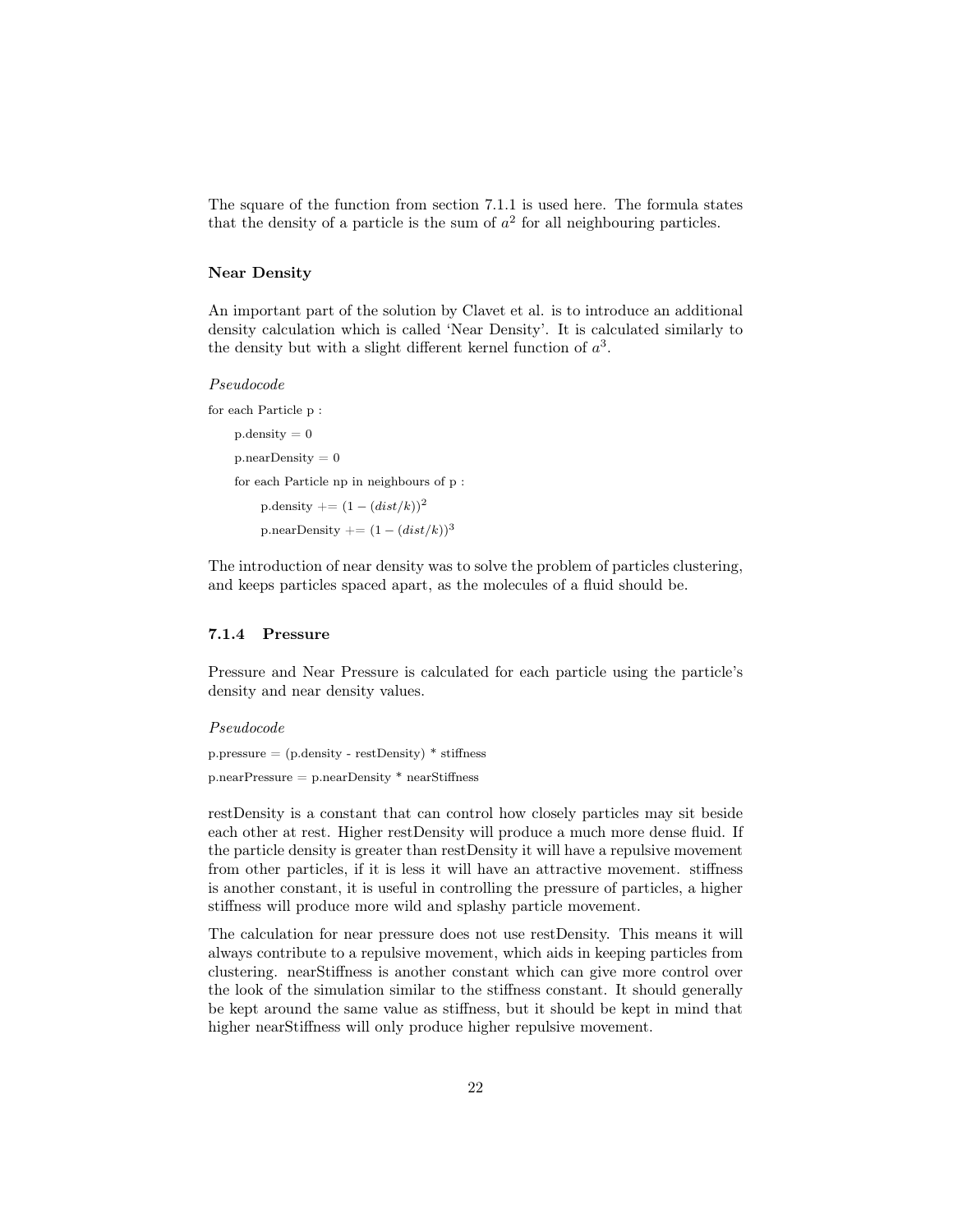The square of the function from section 7.1.1 is used here. The formula states that the density of a particle is the sum of $a^2$ for all neighbouring particles.

### Near Density

An important part of the solution by Clavet et al. is to introduce an additional density calculation which is called 'Near Density'. It is calculated similarly to the density but with a slight different kernel function of $a^3$.

*Pseudocode*

for each Particle p :

  p.density = 0

  p.nearDensity = 0

  for each Particle np in neighbours of p :

    p.density += $(1 - (dist/k))^2$

    p.nearDensity += $(1 - (dist/k))^3$

The introduction of near density was to solve the problem of particles clustering, and keeps particles spaced apart, as the molecules of a fluid should be.

### 7.1.4 Pressure

Pressure and Near Pressure is calculated for each particle using the particle's density and near density values.

*Pseudocode*

p.pressure = (p.density - restDensity) * stiffness

p.nearPressure = p.nearDensity * nearStiffness

restDensity is a constant that can control how closely particles may sit beside each other at rest. Higher restDensity will produce a much more dense fluid. If the particle density is greater than restDensity it will have a repulsive movement from other particles, if it is less it will have an attractive movement. stiffness is another constant, it is useful in controlling the pressure of particles, a higher stiffness will produce more wild and splashy particle movement.

The calculation for near pressure does not use restDensity. This means it will always contribute to a repulsive movement, which aids in keeping particles from clustering. nearStiffness is another constant which can give more control over the look of the simulation similar to the stiffness constant. It should generally be kept around the same value as stiffness, but it should be kept in mind that higher nearStiffness will only produce higher repulsive movement.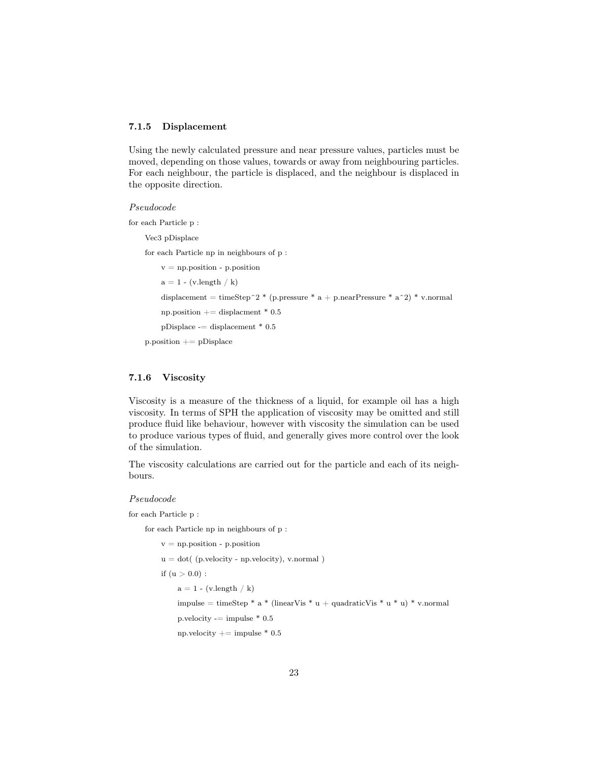### 7.1.5 Displacement

Using the newly calculated pressure and near pressure values, particles must be moved, depending on those values, towards or away from neighbouring particles. For each neighbour, the particle is displaced, and the neighbour is displaced in the opposite direction.

*Pseudocode*

```
for each Particle p :
    Vec3 pDisplace
    for each Particle np in neighbours of p :
        v = np.position - p.position
        a = 1 - (v.length / k)
        displacement = timeStep^2 * (p.pressure * a + p.nearPressure * a^2) * v.normal
        np.position += displacment * 0.5
        pDisplace -= displacement * 0.5
    p.position += pDisplace
```

### 7.1.6 Viscosity

Viscosity is a measure of the thickness of a liquid, for example oil has a high viscosity. In terms of SPH the application of viscosity may be omitted and still produce fluid like behaviour, however with viscosity the simulation can be used to produce various types of fluid, and generally gives more control over the look of the simulation.

The viscosity calculations are carried out for the particle and each of its neighbours.

*Pseudocode*

```
for each Particle p :
    for each Particle np in neighbours of p :
        v = np.position - p.position
        u = dot( (p.velocity - np.velocity), v.normal )
        if (u > 0.0) :
            a = 1 - (v.length / k)
            impulse = timeStep * a * (linearVis * u + quadraticVis * u * u) * v.normal
            p.velocity -= impulse * 0.5
            np.velocity += impulse * 0.5
```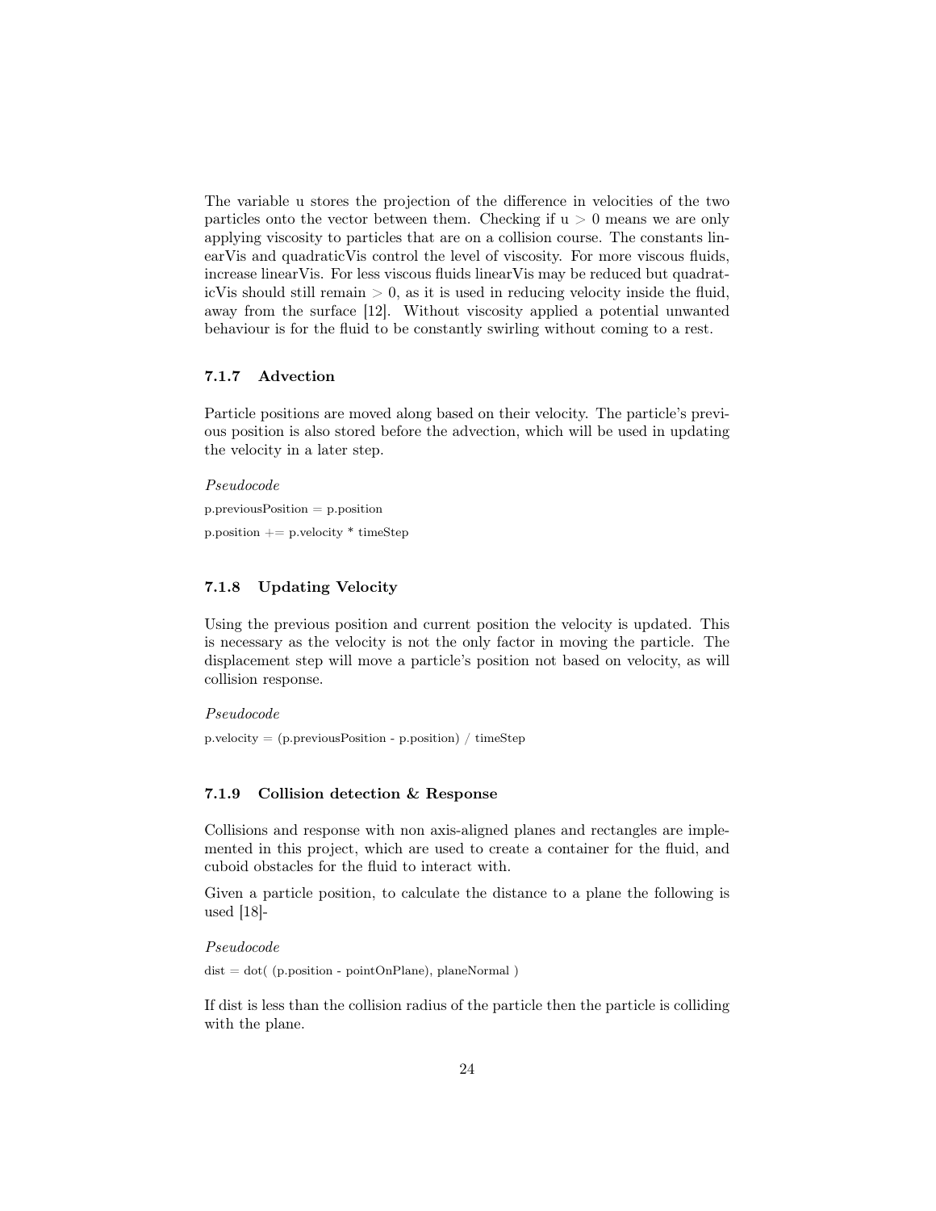The variable u stores the projection of the difference in velocities of the two particles onto the vector between them. Checking if u > 0 means we are only applying viscosity to particles that are on a collision course. The constants linearVis and quadraticVis control the level of viscosity. For more viscous fluids, increase linearVis. For less viscous fluids linearVis may be reduced but quadraticVis should still remain > 0, as it is used in reducing velocity inside the fluid, away from the surface [12]. Without viscosity applied a potential unwanted behaviour is for the fluid to be constantly swirling without coming to a rest.

### 7.1.7 Advection

Particle positions are moved along based on their velocity. The particle's previous position is also stored before the advection, which will be used in updating the velocity in a later step.

*Pseudocode*

```
p.previousPosition = p.position
p.position += p.velocity * timeStep
```

### 7.1.8 Updating Velocity

Using the previous position and current position the velocity is updated. This is necessary as the velocity is not the only factor in moving the particle. The displacement step will move a particle's position not based on velocity, as will collision response.

*Pseudocode*

```
p.velocity = (p.previousPosition - p.position) / timeStep
```

### 7.1.9 Collision detection & Response

Collisions and response with non axis-aligned planes and rectangles are implemented in this project, which are used to create a container for the fluid, and cuboid obstacles for the fluid to interact with.

Given a particle position, to calculate the distance to a plane the following is used [18]-

*Pseudocode*

```
dist = dot( (p.position - pointOnPlane), planeNormal )
```

If dist is less than the collision radius of the particle then the particle is colliding with the plane.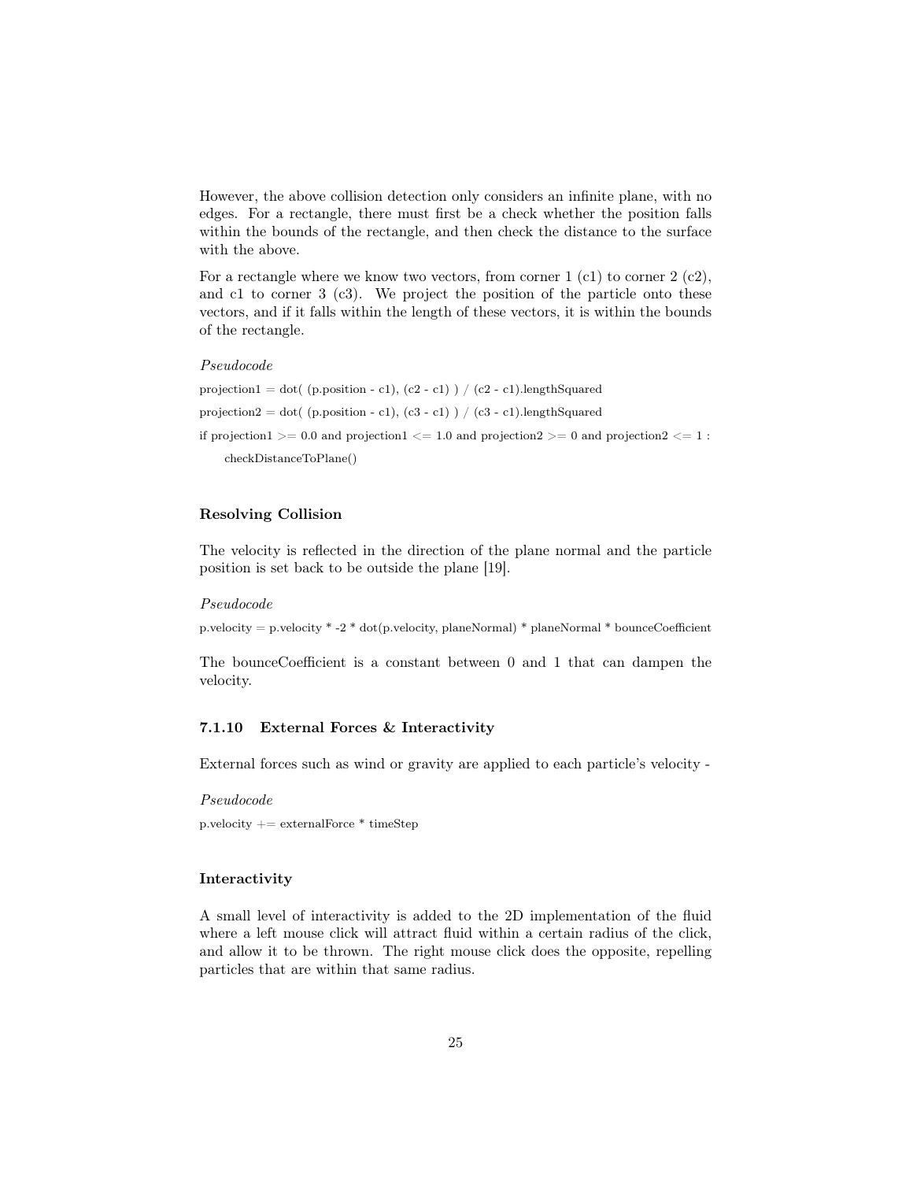However, the above collision detection only considers an infinite plane, with no edges. For a rectangle, there must first be a check whether the position falls within the bounds of the rectangle, and then check the distance to the surface with the above.

For a rectangle where we know two vectors, from corner 1 (c1) to corner 2 (c2), and c1 to corner 3 (c3). We project the position of the particle onto these vectors, and if it falls within the length of these vectors, it is within the bounds of the rectangle.

*Pseudocode*

```
projection1 = dot( (p.position - c1), (c2 - c1) ) / (c2 - c1).lengthSquared
projection2 = dot( (p.position - c1), (c3 - c1) ) / (c3 - c1).lengthSquared
if projection1 >= 0.0 and projection1 <= 1.0 and projection2 >= 0 and projection2 <= 1 :
    checkDistanceToPlane()
```

#### Resolving Collision

The velocity is reflected in the direction of the plane normal and the particle position is set back to be outside the plane [19].

*Pseudocode*

```
p.velocity = p.velocity * -2 * dot(p.velocity, planeNormal) * planeNormal * bounceCoefficient
```

The bounceCoefficient is a constant between 0 and 1 that can dampen the velocity.

### 7.1.10 External Forces & Interactivity

External forces such as wind or gravity are applied to each particle's velocity -

*Pseudocode*

```
p.velocity += externalForce * timeStep
```

#### Interactivity

A small level of interactivity is added to the 2D implementation of the fluid where a left mouse click will attract fluid within a certain radius of the click, and allow it to be thrown. The right mouse click does the opposite, repelling particles that are within that same radius.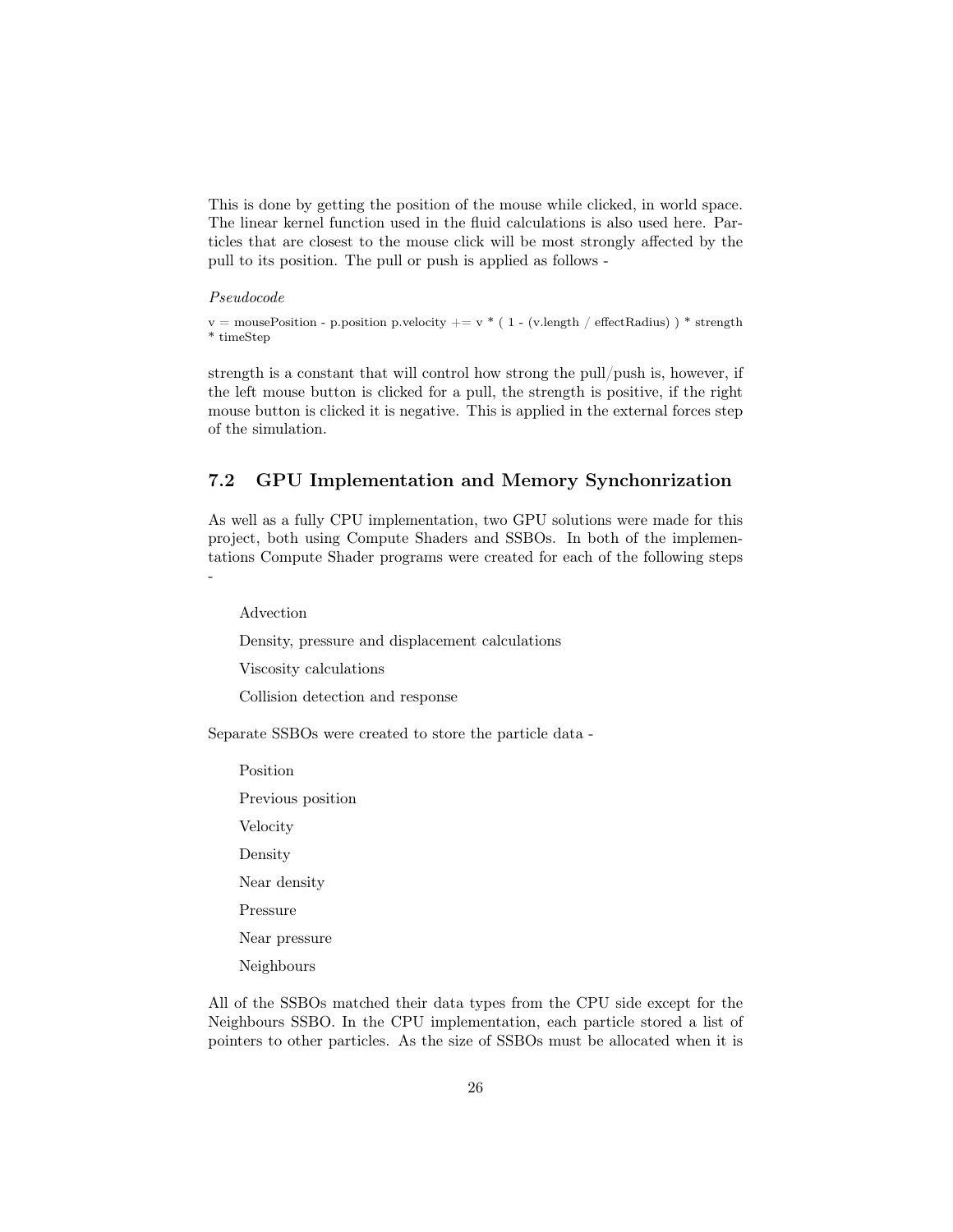This is done by getting the position of the mouse while clicked, in world space. The linear kernel function used in the fluid calculations is also used here. Particles that are closest to the mouse click will be most strongly affected by the pull to its position. The pull or push is applied as follows -

*Pseudocode*

v = mousePosition - p.position p.velocity += v * ( 1 - (v.length / effectRadius) ) * strength * timeStep

strength is a constant that will control how strong the pull/push is, however, if the left mouse button is clicked for a pull, the strength is positive, if the right mouse button is clicked it is negative. This is applied in the external forces step of the simulation.

### 7.2 GPU Implementation and Memory Synchonrization

As well as a fully CPU implementation, two GPU solutions were made for this project, both using Compute Shaders and SSBOs. In both of the implementations Compute Shader programs were created for each of the following steps -

- Advection
- Density, pressure and displacement calculations
- Viscosity calculations
- Collision detection and response

Separate SSBOs were created to store the particle data -

- Position
- Previous position
- Velocity
- Density
- Near density
- Pressure
- Near pressure
- Neighbours

All of the SSBOs matched their data types from the CPU side except for the Neighbours SSBO. In the CPU implementation, each particle stored a list of pointers to other particles. As the size of SSBOs must be allocated when it is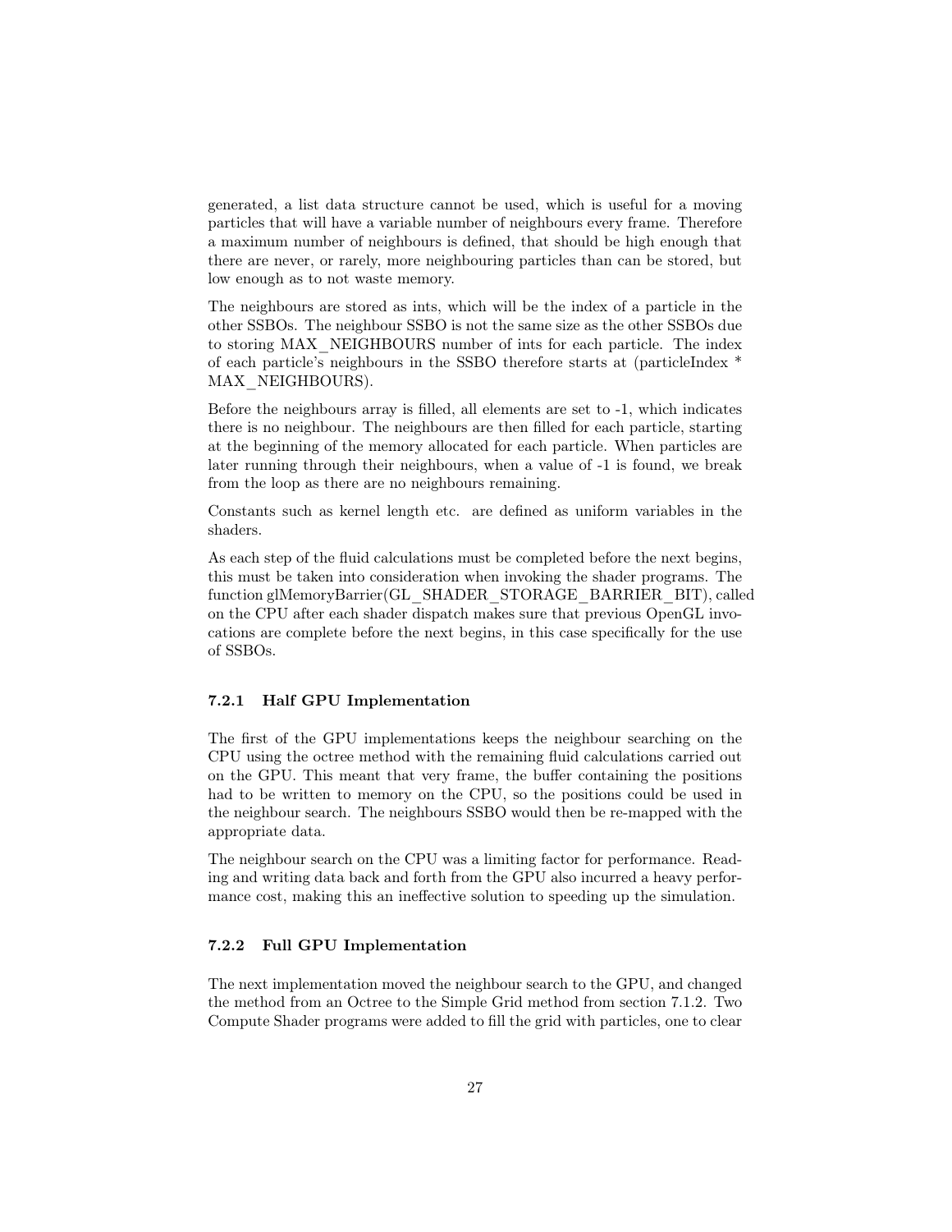generated, a list data structure cannot be used, which is useful for a moving particles that will have a variable number of neighbours every frame. Therefore a maximum number of neighbours is defined, that should be high enough that there are never, or rarely, more neighbouring particles than can be stored, but low enough as to not waste memory.

The neighbours are stored as ints, which will be the index of a particle in the other SSBOs. The neighbour SSBO is not the same size as the other SSBOs due to storing MAX_NEIGHBOURS number of ints for each particle. The index of each particle's neighbours in the SSBO therefore starts at (particleIndex * MAX_NEIGHBOURS).

Before the neighbours array is filled, all elements are set to -1, which indicates there is no neighbour. The neighbours are then filled for each particle, starting at the beginning of the memory allocated for each particle. When particles are later running through their neighbours, when a value of -1 is found, we break from the loop as there are no neighbours remaining.

Constants such as kernel length etc. are defined as uniform variables in the shaders.

As each step of the fluid calculations must be completed before the next begins, this must be taken into consideration when invoking the shader programs. The function glMemoryBarrier(GL_SHADER_STORAGE_BARRIER_BIT), called on the CPU after each shader dispatch makes sure that previous OpenGL invocations are complete before the next begins, in this case specifically for the use of SSBOs.

### 7.2.1 Half GPU Implementation

The first of the GPU implementations keeps the neighbour searching on the CPU using the octree method with the remaining fluid calculations carried out on the GPU. This meant that very frame, the buffer containing the positions had to be written to memory on the CPU, so the positions could be used in the neighbour search. The neighbours SSBO would then be re-mapped with the appropriate data.

The neighbour search on the CPU was a limiting factor for performance. Reading and writing data back and forth from the GPU also incurred a heavy performance cost, making this an ineffective solution to speeding up the simulation.

### 7.2.2 Full GPU Implementation

The next implementation moved the neighbour search to the GPU, and changed the method from an Octree to the Simple Grid method from section 7.1.2. Two Compute Shader programs were added to fill the grid with particles, one to clear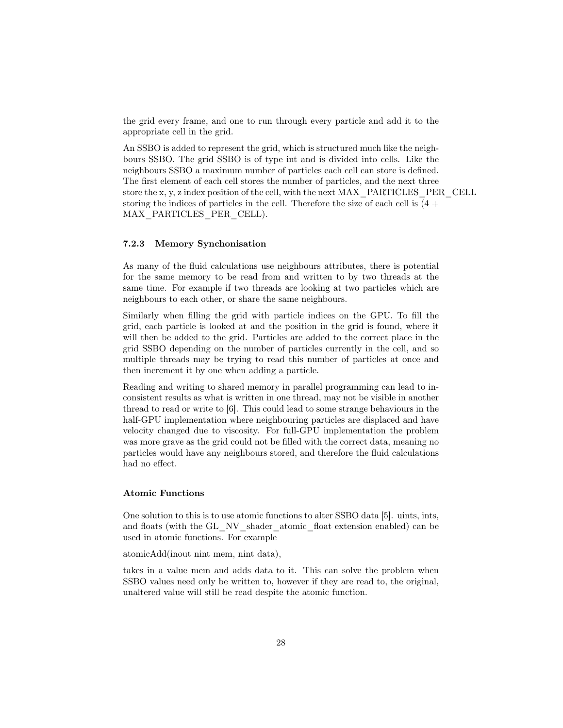the grid every frame, and one to run through every particle and add it to the appropriate cell in the grid.

An SSBO is added to represent the grid, which is structured much like the neighbours SSBO. The grid SSBO is of type int and is divided into cells. Like the neighbours SSBO a maximum number of particles each cell can store is defined. The first element of each cell stores the number of particles, and the next three store the x, y, z index position of the cell, with the next MAX_PARTICLES_PER_CELL storing the indices of particles in the cell. Therefore the size of each cell is (4 + MAX_PARTICLES_PER_CELL).

### 7.2.3 Memory Synchonisation

As many of the fluid calculations use neighbours attributes, there is potential for the same memory to be read from and written to by two threads at the same time. For example if two threads are looking at two particles which are neighbours to each other, or share the same neighbours.

Similarly when filling the grid with particle indices on the GPU. To fill the grid, each particle is looked at and the position in the grid is found, where it will then be added to the grid. Particles are added to the correct place in the grid SSBO depending on the number of particles currently in the cell, and so multiple threads may be trying to read this number of particles at once and then increment it by one when adding a particle.

Reading and writing to shared memory in parallel programming can lead to inconsistent results as what is written in one thread, may not be visible in another thread to read or write to [6]. This could lead to some strange behaviours in the half-GPU implementation where neighbouring particles are displaced and have velocity changed due to viscosity. For full-GPU implementation the problem was more grave as the grid could not be filled with the correct data, meaning no particles would have any neighbours stored, and therefore the fluid calculations had no effect.

#### Atomic Functions

One solution to this is to use atomic functions to alter SSBO data [5]. uints, ints, and floats (with the GL_NV_shader_atomic_float extension enabled) can be used in atomic functions. For example

atomicAdd(inout nint mem, nint data),

takes in a value mem and adds data to it. This can solve the problem when SSBO values need only be written to, however if they are read to, the original, unaltered value will still be read despite the atomic function.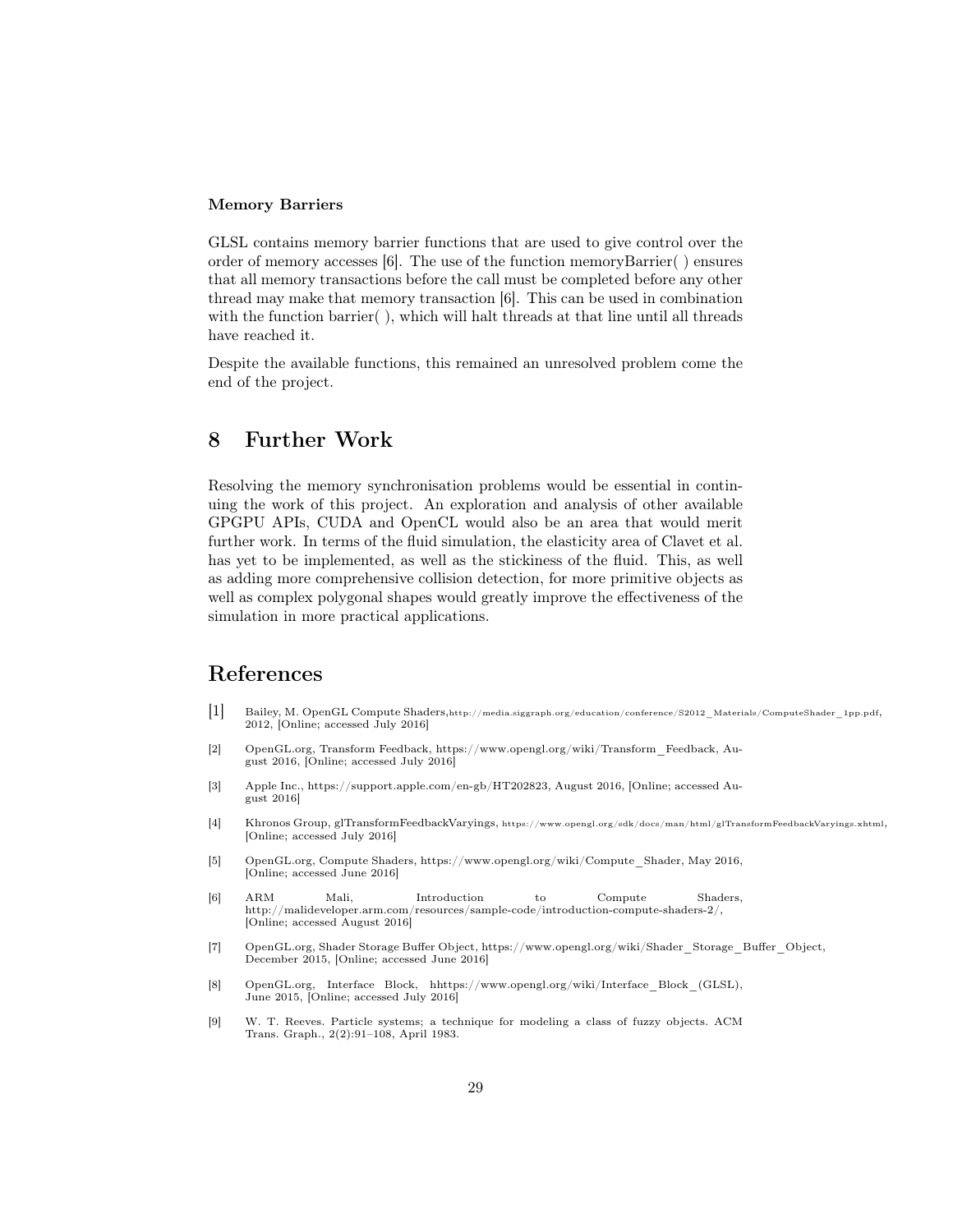**Memory Barriers**

GLSL contains memory barrier functions that are used to give control over the order of memory accesses [6]. The use of the function memoryBarrier( ) ensures that all memory transactions before the call must be completed before any other thread may make that memory transaction [6]. This can be used in combination with the function barrier( ), which will halt threads at that line until all threads have reached it.

Despite the available functions, this remained an unresolved problem come the end of the project.

# 8 Further Work

Resolving the memory synchronisation problems would be essential in continuing the work of this project. An exploration and analysis of other available GPGPU APIs, CUDA and OpenCL would also be an area that would merit further work. In terms of the fluid simulation, the elasticity area of Clavet et al. has yet to be implemented, as well as the stickiness of the fluid. This, as well as adding more comprehensive collision detection, for more primitive objects as well as complex polygonal shapes would greatly improve the effectiveness of the simulation in more practical applications.

# References

[1] Bailey, M. OpenGL Compute Shaders, http://media.siggraph.org/education/conference/S2012_Materials/ComputeShader_1pp.pdf, 2012, [Online; accessed July 2016]

[2] OpenGL.org, Transform Feedback, https://www.opengl.org/wiki/Transform_Feedback, August 2016, [Online; accessed July 2016]

[3] Apple Inc., https://support.apple.com/en-gb/HT202823, August 2016, [Online; accessed August 2016]

[4] Khronos Group, glTransformFeedbackVaryings, https://www.opengl.org/sdk/docs/man/html/glTransformFeedbackVaryings.xhtml, [Online; accessed July 2016]

[5] OpenGL.org, Compute Shaders, https://www.opengl.org/wiki/Compute_Shader, May 2016, [Online; accessed June 2016]

[6] ARM Mali, Introduction to Compute Shaders, http://malideveloper.arm.com/resources/sample-code/introduction-compute-shaders-2/, [Online; accessed August 2016]

[7] OpenGL.org, Shader Storage Buffer Object, https://www.opengl.org/wiki/Shader_Storage_Buffer_Object, December 2015, [Online; accessed June 2016]

[8] OpenGL.org, Interface Block, hhttps://www.opengl.org/wiki/Interface_Block_(GLSL), June 2015, [Online; accessed July 2016]

[9] W. T. Reeves. Particle systems; a technique for modeling a class of fuzzy objects. ACM Trans. Graph., 2(2):91–108, April 1983.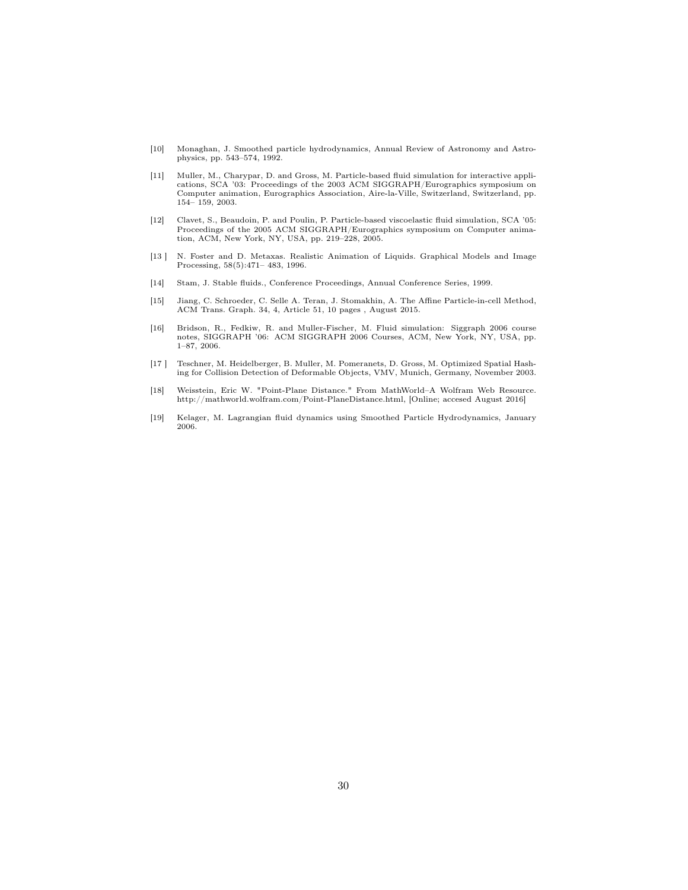[10] Monaghan, J. Smoothed particle hydrodynamics, Annual Review of Astronomy and Astrophysics, pp. 543–574, 1992.

[11] Muller, M., Charypar, D. and Gross, M. Particle-based fluid simulation for interactive applications, SCA '03: Proceedings of the 2003 ACM SIGGRAPH/Eurographics symposium on Computer animation, Eurographics Association, Aire-la-Ville, Switzerland, Switzerland, pp. 154– 159, 2003.

[12] Clavet, S., Beaudoin, P. and Poulin, P. Particle-based viscoelastic fluid simulation, SCA '05: Proceedings of the 2005 ACM SIGGRAPH/Eurographics symposium on Computer animation, ACM, New York, NY, USA, pp. 219–228, 2005.

[13 ] N. Foster and D. Metaxas. Realistic Animation of Liquids. Graphical Models and Image Processing, 58(5):471– 483, 1996.

[14] Stam, J. Stable fluids., Conference Proceedings, Annual Conference Series, 1999.

[15] Jiang, C. Schroeder, C. Selle A. Teran, J. Stomakhin, A. The Affine Particle-in-cell Method, ACM Trans. Graph. 34, 4, Article 51, 10 pages , August 2015.

[16] Bridson, R., Fedkiw, R. and Muller-Fischer, M. Fluid simulation: Siggraph 2006 course notes, SIGGRAPH '06: ACM SIGGRAPH 2006 Courses, ACM, New York, NY, USA, pp. 1–87, 2006.

[17 ] Teschner, M. Heidelberger, B. Muller, M. Pomeranets, D. Gross, M. Optimized Spatial Hashing for Collision Detection of Deformable Objects, VMV, Munich, Germany, November 2003.

[18] Weisstein, Eric W. "Point-Plane Distance." From MathWorld–A Wolfram Web Resource. http://mathworld.wolfram.com/Point-PlaneDistance.html, [Online; accesed August 2016]

[19] Kelager, M. Lagrangian fluid dynamics using Smoothed Particle Hydrodynamics, January 2006.